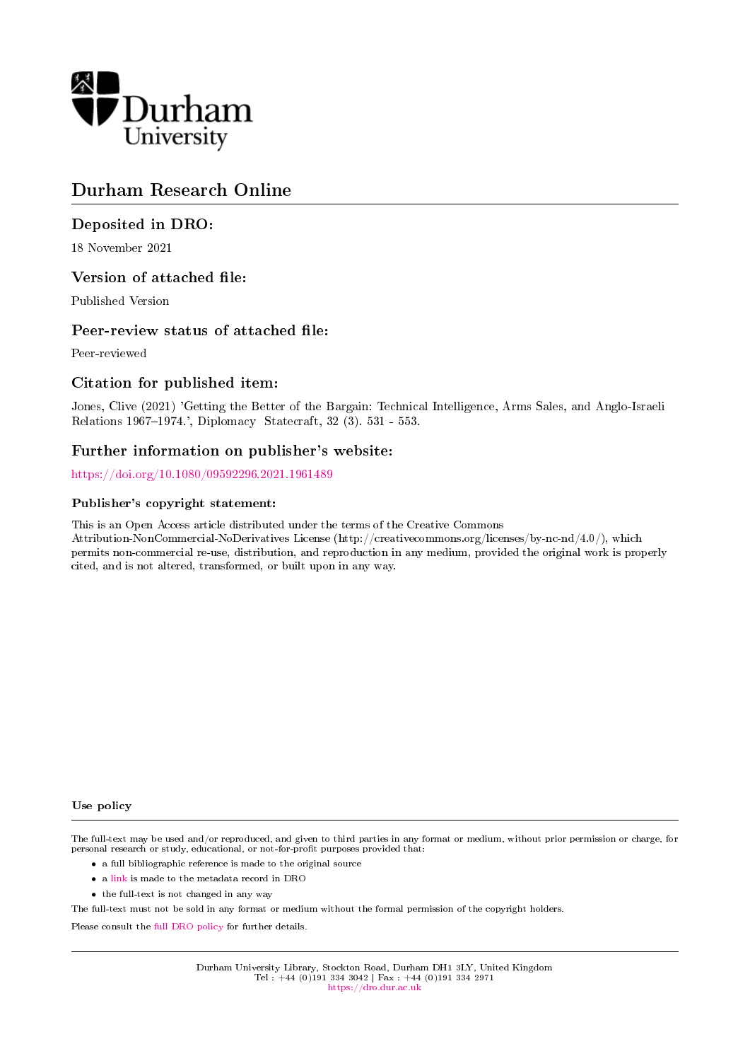Durham University

# Durham Research Online

## Deposited in DRO:

18 November 2021

## Version of attached file:

Published Version

## Peer-review status of attached file:

Peer-reviewed

## Citation for published item:

Jones, Clive (2021) 'Getting the Better of the Bargain: Technical Intelligence, Arms Sales, and Anglo-Israeli Relations 1967–1974.', Diplomacy Statecraft, 32 (3). 531 - 553.

## Further information on publisher's website:

https://doi.org/10.1080/09592296.2021.1961489

### Publisher's copyright statement:

This is an Open Access article distributed under the terms of the Creative Commons Attribution-NonCommercial-NoDerivatives License (http://creativecommons.org/licenses/by-nc-nd/4.0/), which permits non-commercial re-use, distribution, and reproduction in any medium, provided the original work is properly cited, and is not altered, transformed, or built upon in any way.

### Use policy

The full-text may be used and/or reproduced, and given to third parties in any format or medium, without prior permission or charge, for personal research or study, educational, or not-for-profit purposes provided that:

- a full bibliographic reference is made to the original source
- a link is made to the metadata record in DRO
- the full-text is not changed in any way

The full-text must not be sold in any format or medium without the formal permission of the copyright holders.

Please consult the full DRO policy for further details.

Durham University Library, Stockton Road, Durham DH1 3LY, United Kingdom
Tel : +44 (0)191 334 3042 | Fax : +44 (0)191 334 2971
https://dro.dur.ac.uk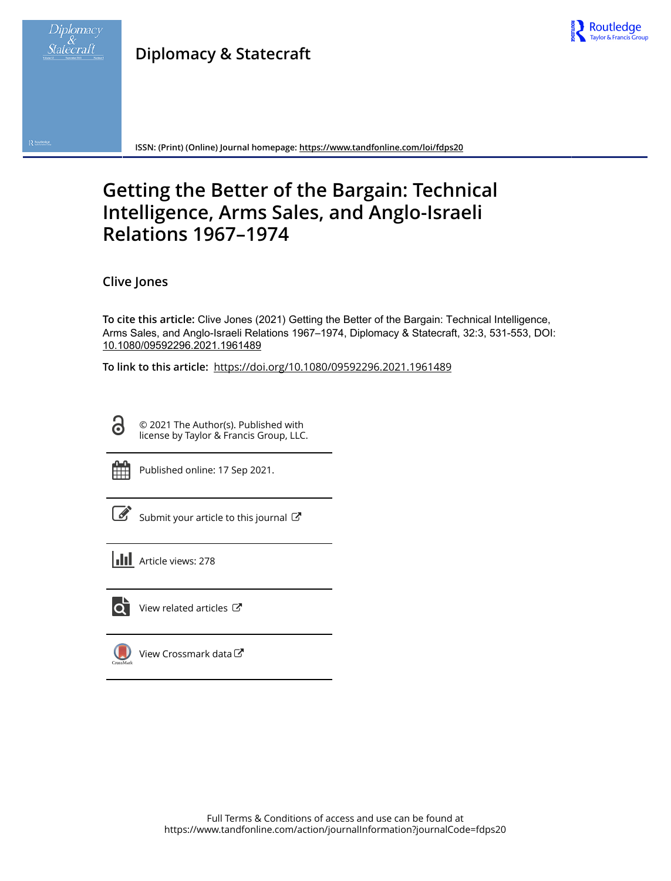# Diplomacy & Statecraft

ISSN: (Print) (Online) Journal homepage: https://www.tandfonline.com/loi/fdps20

# Getting the Better of the Bargain: Technical Intelligence, Arms Sales, and Anglo-Israeli Relations 1967–1974

**Clive Jones**

**To cite this article:** Clive Jones (2021) Getting the Better of the Bargain: Technical Intelligence, Arms Sales, and Anglo-Israeli Relations 1967–1974, Diplomacy & Statecraft, 32:3, 531-553, DOI: 10.1080/09592296.2021.1961489

**To link to this article:** https://doi.org/10.1080/09592296.2021.1961489

© 2021 The Author(s). Published with license by Taylor & Francis Group, LLC.

Published online: 17 Sep 2021.

Submit your article to this journal

Article views: 278

View related articles

View Crossmark data

Full Terms & Conditions of access and use can be found at https://www.tandfonline.com/action/journalInformation?journalCode=fdps20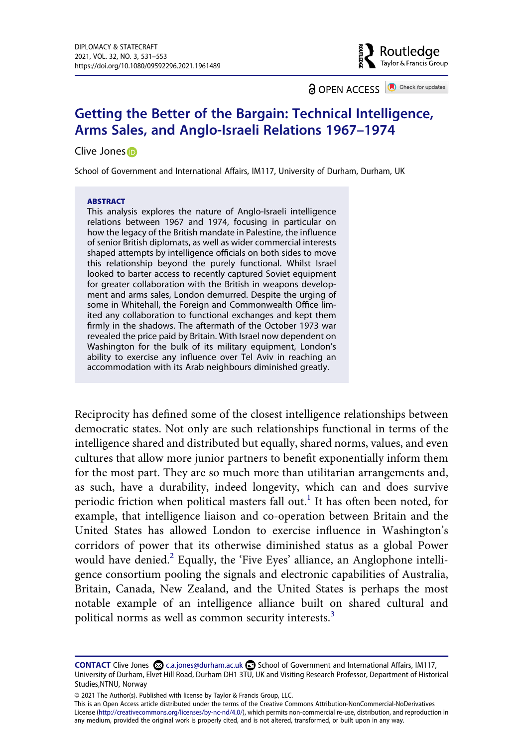# Getting the Better of the Bargain: Technical Intelligence, Arms Sales, and Anglo-Israeli Relations 1967–1974

Clive Jones

School of Government and International Affairs, IM117, University of Durham, Durham, UK

**ABSTRACT**

This analysis explores the nature of Anglo-Israeli intelligence relations between 1967 and 1974, focusing in particular on how the legacy of the British mandate in Palestine, the influence of senior British diplomats, as well as wider commercial interests shaped attempts by intelligence officials on both sides to move this relationship beyond the purely functional. Whilst Israel looked to barter access to recently captured Soviet equipment for greater collaboration with the British in weapons development and arms sales, London demurred. Despite the urging of some in Whitehall, the Foreign and Commonwealth Office limited any collaboration to functional exchanges and kept them firmly in the shadows. The aftermath of the October 1973 war revealed the price paid by Britain. With Israel now dependent on Washington for the bulk of its military equipment, London's ability to exercise any influence over Tel Aviv in reaching an accommodation with its Arab neighbours diminished greatly.

Reciprocity has defined some of the closest intelligence relationships between democratic states. Not only are such relationships functional in terms of the intelligence shared and distributed but equally, shared norms, values, and even cultures that allow more junior partners to benefit exponentially inform them for the most part. They are so much more than utilitarian arrangements and, as such, have a durability, indeed longevity, which can and does survive periodic friction when political masters fall out.[1] It has often been noted, for example, that intelligence liaison and co-operation between Britain and the United States has allowed London to exercise influence in Washington's corridors of power that its otherwise diminished status as a global Power would have denied.[2] Equally, the 'Five Eyes' alliance, an Anglophone intelligence consortium pooling the signals and electronic capabilities of Australia, Britain, Canada, New Zealand, and the United States is perhaps the most notable example of an intelligence alliance built on shared cultural and political norms as well as common security interests.[3]

---

**CONTACT** Clive Jones c.a.jones@durham.ac.uk School of Government and International Affairs, IM117, University of Durham, Elvet Hill Road, Durham DH1 3TU, UK and Visiting Research Professor, Department of Historical Studies,NTNU, Norway

© 2021 The Author(s). Published with license by Taylor & Francis Group, LLC.

This is an Open Access article distributed under the terms of the Creative Commons Attribution-NonCommercial-NoDerivatives License (http://creativecommons.org/licenses/by-nc-nd/4.0/), which permits non-commercial re-use, distribution, and reproduction in any medium, provided the original work is properly cited, and is not altered, transformed, or built upon in any way.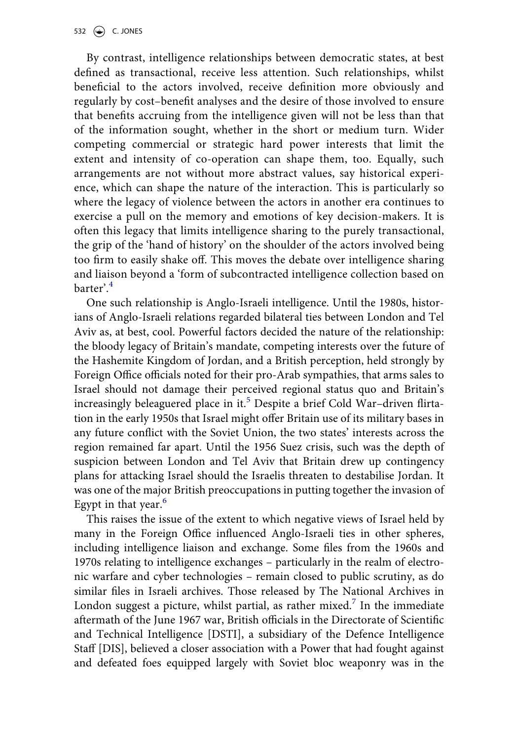By contrast, intelligence relationships between democratic states, at best defined as transactional, receive less attention. Such relationships, whilst beneficial to the actors involved, receive definition more obviously and regularly by cost–benefit analyses and the desire of those involved to ensure that benefits accruing from the intelligence given will not be less than that of the information sought, whether in the short or medium turn. Wider competing commercial or strategic hard power interests that limit the extent and intensity of co-operation can shape them, too. Equally, such arrangements are not without more abstract values, say historical experience, which can shape the nature of the interaction. This is particularly so where the legacy of violence between the actors in another era continues to exercise a pull on the memory and emotions of key decision-makers. It is often this legacy that limits intelligence sharing to the purely transactional, the grip of the 'hand of history' on the shoulder of the actors involved being too firm to easily shake off. This moves the debate over intelligence sharing and liaison beyond a 'form of subcontracted intelligence collection based on barter'.[4]

One such relationship is Anglo-Israeli intelligence. Until the 1980s, historians of Anglo-Israeli relations regarded bilateral ties between London and Tel Aviv as, at best, cool. Powerful factors decided the nature of the relationship: the bloody legacy of Britain's mandate, competing interests over the future of the Hashemite Kingdom of Jordan, and a British perception, held strongly by Foreign Office officials noted for their pro-Arab sympathies, that arms sales to Israel should not damage their perceived regional status quo and Britain's increasingly beleaguered place in it.[5] Despite a brief Cold War–driven flirtation in the early 1950s that Israel might offer Britain use of its military bases in any future conflict with the Soviet Union, the two states' interests across the region remained far apart. Until the 1956 Suez crisis, such was the depth of suspicion between London and Tel Aviv that Britain drew up contingency plans for attacking Israel should the Israelis threaten to destabilise Jordan. It was one of the major British preoccupations in putting together the invasion of Egypt in that year.[6]

This raises the issue of the extent to which negative views of Israel held by many in the Foreign Office influenced Anglo-Israeli ties in other spheres, including intelligence liaison and exchange. Some files from the 1960s and 1970s relating to intelligence exchanges – particularly in the realm of electronic warfare and cyber technologies – remain closed to public scrutiny, as do similar files in Israeli archives. Those released by The National Archives in London suggest a picture, whilst partial, as rather mixed.[7] In the immediate aftermath of the June 1967 war, British officials in the Directorate of Scientific and Technical Intelligence [DSTI], a subsidiary of the Defence Intelligence Staff [DIS], believed a closer association with a Power that had fought against and defeated foes equipped largely with Soviet bloc weaponry was in the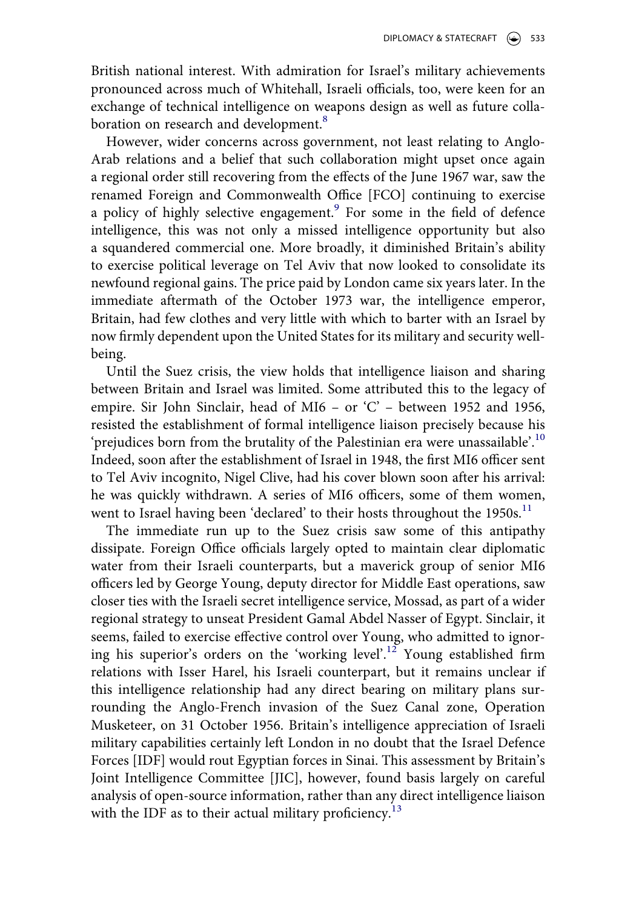British national interest. With admiration for Israel's military achievements pronounced across much of Whitehall, Israeli officials, too, were keen for an exchange of technical intelligence on weapons design as well as future collaboration on research and development.[8]

However, wider concerns across government, not least relating to Anglo-Arab relations and a belief that such collaboration might upset once again a regional order still recovering from the effects of the June 1967 war, saw the renamed Foreign and Commonwealth Office [FCO] continuing to exercise a policy of highly selective engagement.[9] For some in the field of defence intelligence, this was not only a missed intelligence opportunity but also a squandered commercial one. More broadly, it diminished Britain's ability to exercise political leverage on Tel Aviv that now looked to consolidate its newfound regional gains. The price paid by London came six years later. In the immediate aftermath of the October 1973 war, the intelligence emperor, Britain, had few clothes and very little with which to barter with an Israel by now firmly dependent upon the United States for its military and security well-being.

Until the Suez crisis, the view holds that intelligence liaison and sharing between Britain and Israel was limited. Some attributed this to the legacy of empire. Sir John Sinclair, head of MI6 – or 'C' – between 1952 and 1956, resisted the establishment of formal intelligence liaison precisely because his 'prejudices born from the brutality of the Palestinian era were unassailable'.[10] Indeed, soon after the establishment of Israel in 1948, the first MI6 officer sent to Tel Aviv incognito, Nigel Clive, had his cover blown soon after his arrival: he was quickly withdrawn. A series of MI6 officers, some of them women, went to Israel having been 'declared' to their hosts throughout the 1950s.[11]

The immediate run up to the Suez crisis saw some of this antipathy dissipate. Foreign Office officials largely opted to maintain clear diplomatic water from their Israeli counterparts, but a maverick group of senior MI6 officers led by George Young, deputy director for Middle East operations, saw closer ties with the Israeli secret intelligence service, Mossad, as part of a wider regional strategy to unseat President Gamal Abdel Nasser of Egypt. Sinclair, it seems, failed to exercise effective control over Young, who admitted to ignoring his superior's orders on the 'working level'.[12] Young established firm relations with Isser Harel, his Israeli counterpart, but it remains unclear if this intelligence relationship had any direct bearing on military plans surrounding the Anglo-French invasion of the Suez Canal zone, Operation Musketeer, on 31 October 1956. Britain's intelligence appreciation of Israeli military capabilities certainly left London in no doubt that the Israel Defence Forces [IDF] would rout Egyptian forces in Sinai. This assessment by Britain's Joint Intelligence Committee [JIC], however, found basis largely on careful analysis of open-source information, rather than any direct intelligence liaison with the IDF as to their actual military proficiency.[13]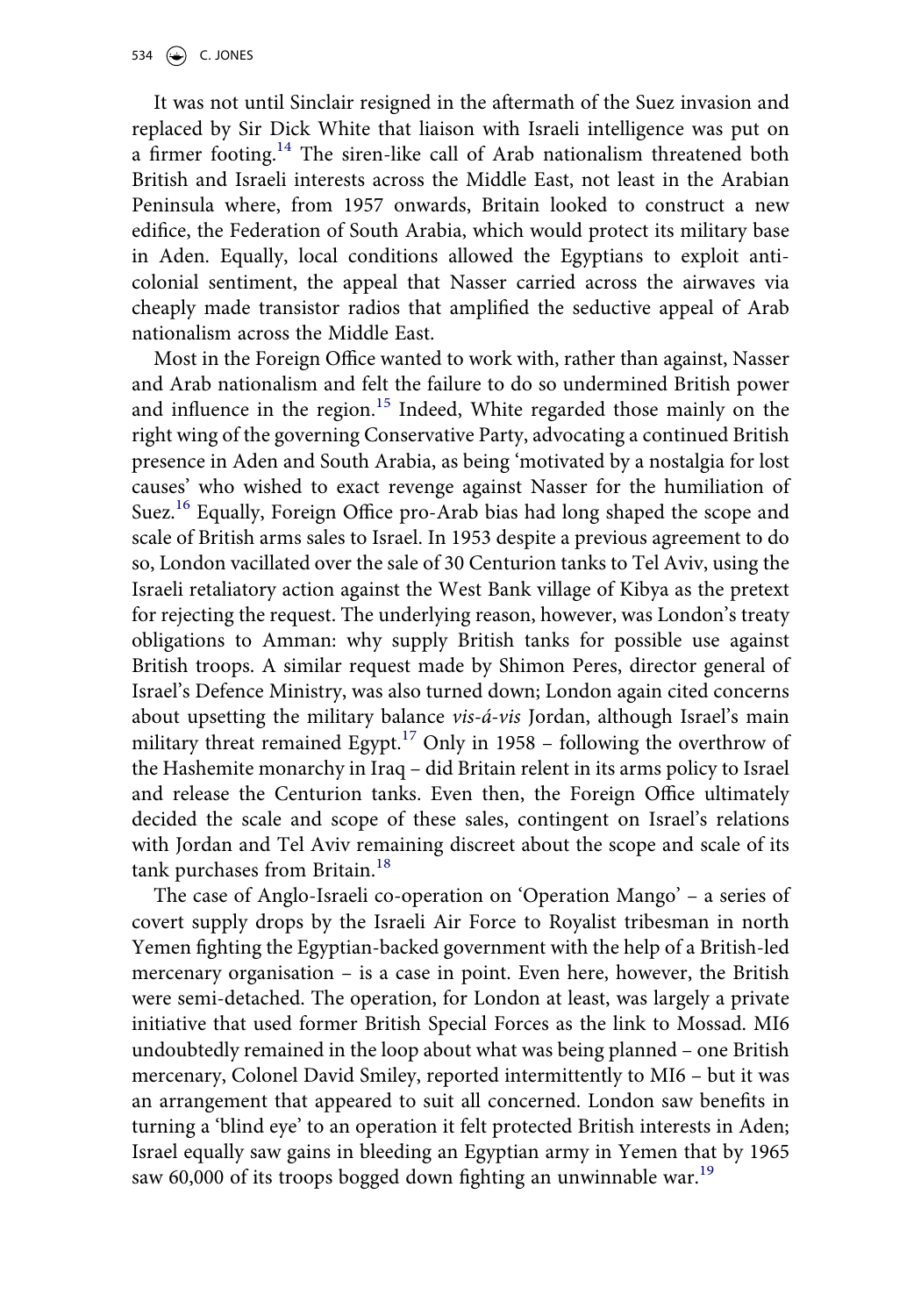It was not until Sinclair resigned in the aftermath of the Suez invasion and replaced by Sir Dick White that liaison with Israeli intelligence was put on a firmer footing.[14] The siren-like call of Arab nationalism threatened both British and Israeli interests across the Middle East, not least in the Arabian Peninsula where, from 1957 onwards, Britain looked to construct a new edifice, the Federation of South Arabia, which would protect its military base in Aden. Equally, local conditions allowed the Egyptians to exploit anti-colonial sentiment, the appeal that Nasser carried across the airwaves via cheaply made transistor radios that amplified the seductive appeal of Arab nationalism across the Middle East.

Most in the Foreign Office wanted to work with, rather than against, Nasser and Arab nationalism and felt the failure to do so undermined British power and influence in the region.[15] Indeed, White regarded those mainly on the right wing of the governing Conservative Party, advocating a continued British presence in Aden and South Arabia, as being 'motivated by a nostalgia for lost causes' who wished to exact revenge against Nasser for the humiliation of Suez.[16] Equally, Foreign Office pro-Arab bias had long shaped the scope and scale of British arms sales to Israel. In 1953 despite a previous agreement to do so, London vacillated over the sale of 30 Centurion tanks to Tel Aviv, using the Israeli retaliatory action against the West Bank village of Kibya as the pretext for rejecting the request. The underlying reason, however, was London's treaty obligations to Amman: why supply British tanks for possible use against British troops. A similar request made by Shimon Peres, director general of Israel's Defence Ministry, was also turned down; London again cited concerns about upsetting the military balance *vis-á-vis* Jordan, although Israel's main military threat remained Egypt.[17] Only in 1958 – following the overthrow of the Hashemite monarchy in Iraq – did Britain relent in its arms policy to Israel and release the Centurion tanks. Even then, the Foreign Office ultimately decided the scale and scope of these sales, contingent on Israel's relations with Jordan and Tel Aviv remaining discreet about the scope and scale of its tank purchases from Britain.[18]

The case of Anglo-Israeli co-operation on 'Operation Mango' – a series of covert supply drops by the Israeli Air Force to Royalist tribesman in north Yemen fighting the Egyptian-backed government with the help of a British-led mercenary organisation – is a case in point. Even here, however, the British were semi-detached. The operation, for London at least, was largely a private initiative that used former British Special Forces as the link to Mossad. MI6 undoubtedly remained in the loop about what was being planned – one British mercenary, Colonel David Smiley, reported intermittently to MI6 – but it was an arrangement that appeared to suit all concerned. London saw benefits in turning a 'blind eye' to an operation it felt protected British interests in Aden; Israel equally saw gains in bleeding an Egyptian army in Yemen that by 1965 saw 60,000 of its troops bogged down fighting an unwinnable war.[19]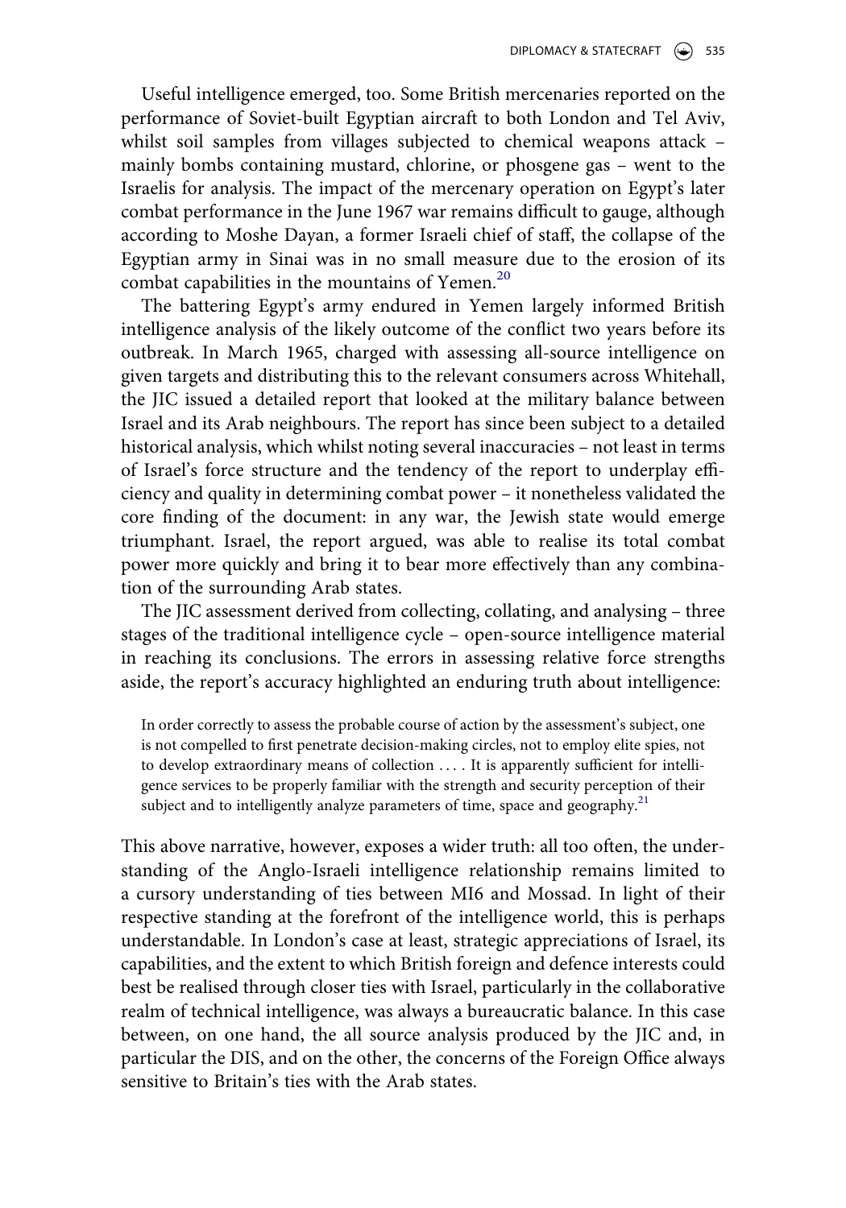Useful intelligence emerged, too. Some British mercenaries reported on the performance of Soviet-built Egyptian aircraft to both London and Tel Aviv, whilst soil samples from villages subjected to chemical weapons attack – mainly bombs containing mustard, chlorine, or phosgene gas – went to the Israelis for analysis. The impact of the mercenary operation on Egypt's later combat performance in the June 1967 war remains difficult to gauge, although according to Moshe Dayan, a former Israeli chief of staff, the collapse of the Egyptian army in Sinai was in no small measure due to the erosion of its combat capabilities in the mountains of Yemen.[20]

The battering Egypt's army endured in Yemen largely informed British intelligence analysis of the likely outcome of the conflict two years before its outbreak. In March 1965, charged with assessing all-source intelligence on given targets and distributing this to the relevant consumers across Whitehall, the JIC issued a detailed report that looked at the military balance between Israel and its Arab neighbours. The report has since been subject to a detailed historical analysis, which whilst noting several inaccuracies – not least in terms of Israel's force structure and the tendency of the report to underplay efficiency and quality in determining combat power – it nonetheless validated the core finding of the document: in any war, the Jewish state would emerge triumphant. Israel, the report argued, was able to realise its total combat power more quickly and bring it to bear more effectively than any combination of the surrounding Arab states.

The JIC assessment derived from collecting, collating, and analysing – three stages of the traditional intelligence cycle – open-source intelligence material in reaching its conclusions. The errors in assessing relative force strengths aside, the report's accuracy highlighted an enduring truth about intelligence:

> In order correctly to assess the probable course of action by the assessment's subject, one is not compelled to first penetrate decision-making circles, not to employ elite spies, not to develop extraordinary means of collection . . . . It is apparently sufficient for intelligence services to be properly familiar with the strength and security perception of their subject and to intelligently analyze parameters of time, space and geography.[21]

This above narrative, however, exposes a wider truth: all too often, the understanding of the Anglo-Israeli intelligence relationship remains limited to a cursory understanding of ties between MI6 and Mossad. In light of their respective standing at the forefront of the intelligence world, this is perhaps understandable. In London's case at least, strategic appreciations of Israel, its capabilities, and the extent to which British foreign and defence interests could best be realised through closer ties with Israel, particularly in the collaborative realm of technical intelligence, was always a bureaucratic balance. In this case between, on one hand, the all source analysis produced by the JIC and, in particular the DIS, and on the other, the concerns of the Foreign Office always sensitive to Britain's ties with the Arab states.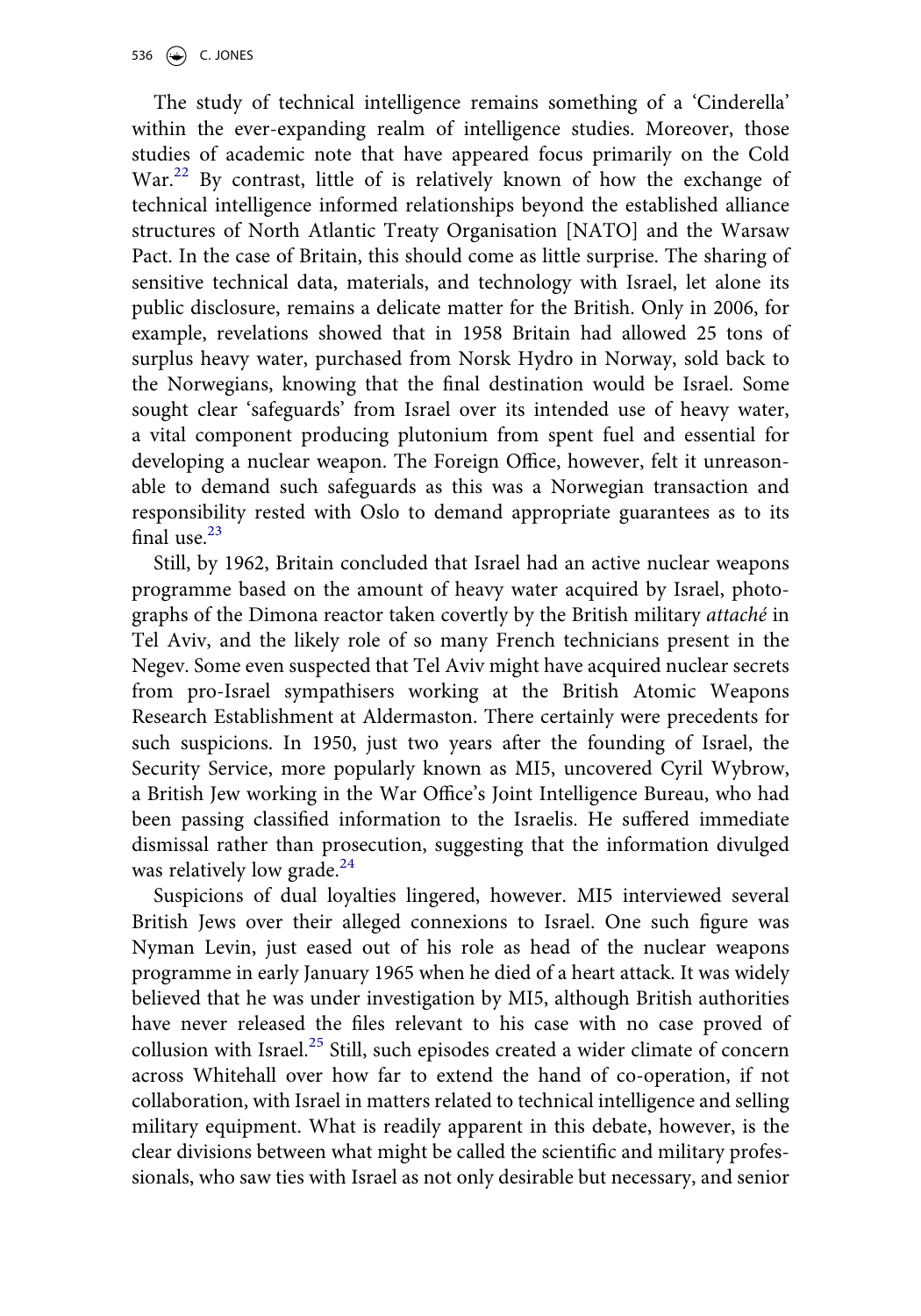The study of technical intelligence remains something of a 'Cinderella' within the ever-expanding realm of intelligence studies. Moreover, those studies of academic note that have appeared focus primarily on the Cold War.[22] By contrast, little of is relatively known of how the exchange of technical intelligence informed relationships beyond the established alliance structures of North Atlantic Treaty Organisation [NATO] and the Warsaw Pact. In the case of Britain, this should come as little surprise. The sharing of sensitive technical data, materials, and technology with Israel, let alone its public disclosure, remains a delicate matter for the British. Only in 2006, for example, revelations showed that in 1958 Britain had allowed 25 tons of surplus heavy water, purchased from Norsk Hydro in Norway, sold back to the Norwegians, knowing that the final destination would be Israel. Some sought clear 'safeguards' from Israel over its intended use of heavy water, a vital component producing plutonium from spent fuel and essential for developing a nuclear weapon. The Foreign Office, however, felt it unreasonable to demand such safeguards as this was a Norwegian transaction and responsibility rested with Oslo to demand appropriate guarantees as to its final use.[23]

Still, by 1962, Britain concluded that Israel had an active nuclear weapons programme based on the amount of heavy water acquired by Israel, photographs of the Dimona reactor taken covertly by the British military *attaché* in Tel Aviv, and the likely role of so many French technicians present in the Negev. Some even suspected that Tel Aviv might have acquired nuclear secrets from pro-Israel sympathisers working at the British Atomic Weapons Research Establishment at Aldermaston. There certainly were precedents for such suspicions. In 1950, just two years after the founding of Israel, the Security Service, more popularly known as MI5, uncovered Cyril Wybrow, a British Jew working in the War Office's Joint Intelligence Bureau, who had been passing classified information to the Israelis. He suffered immediate dismissal rather than prosecution, suggesting that the information divulged was relatively low grade.[24]

Suspicions of dual loyalties lingered, however. MI5 interviewed several British Jews over their alleged connexions to Israel. One such figure was Nyman Levin, just eased out of his role as head of the nuclear weapons programme in early January 1965 when he died of a heart attack. It was widely believed that he was under investigation by MI5, although British authorities have never released the files relevant to his case with no case proved of collusion with Israel.[25] Still, such episodes created a wider climate of concern across Whitehall over how far to extend the hand of co-operation, if not collaboration, with Israel in matters related to technical intelligence and selling military equipment. What is readily apparent in this debate, however, is the clear divisions between what might be called the scientific and military professionals, who saw ties with Israel as not only desirable but necessary, and senior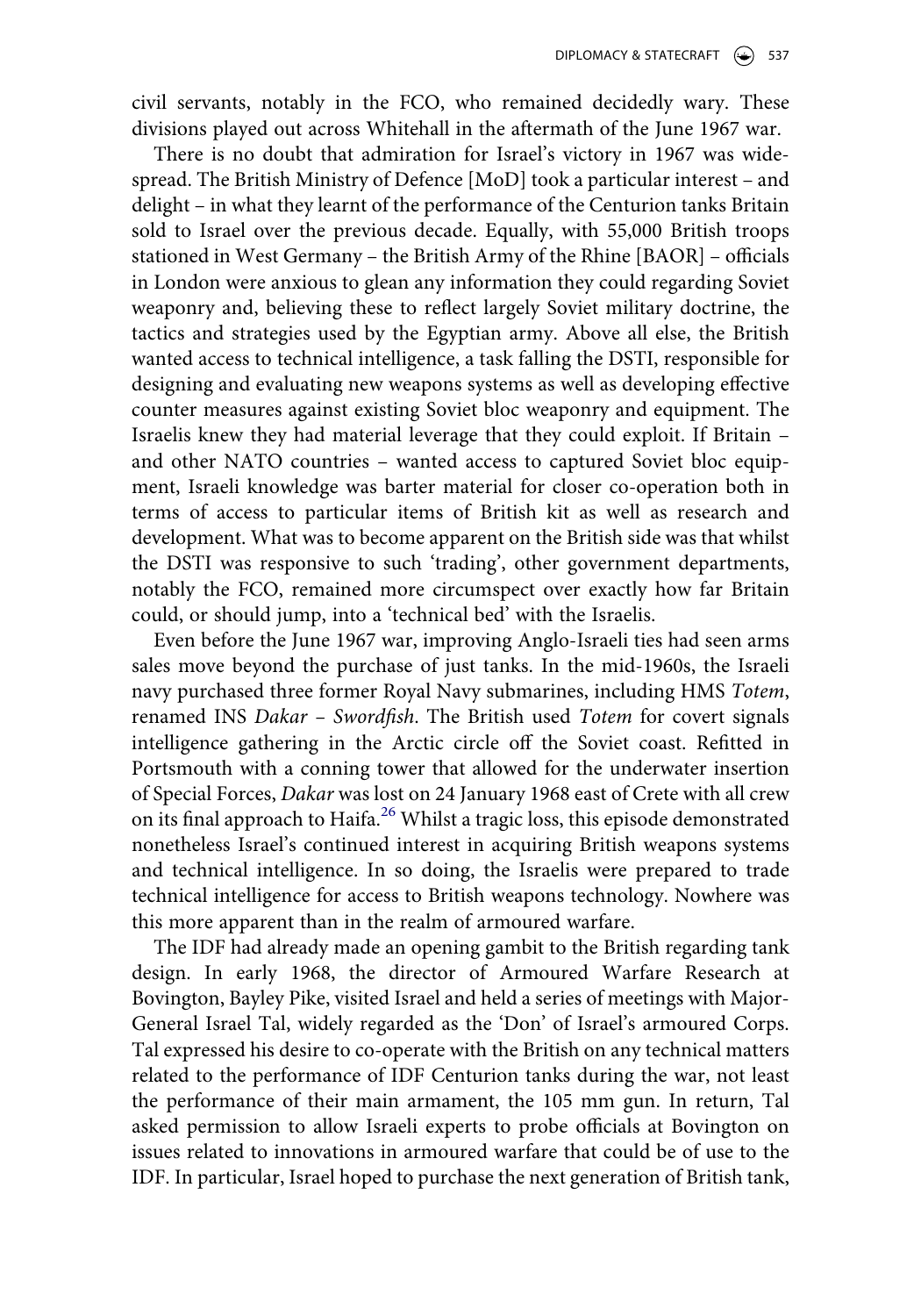civil servants, notably in the FCO, who remained decidedly wary. These divisions played out across Whitehall in the aftermath of the June 1967 war.

There is no doubt that admiration for Israel's victory in 1967 was widespread. The British Ministry of Defence [MoD] took a particular interest – and delight – in what they learnt of the performance of the Centurion tanks Britain sold to Israel over the previous decade. Equally, with 55,000 British troops stationed in West Germany – the British Army of the Rhine [BAOR] – officials in London were anxious to glean any information they could regarding Soviet weaponry and, believing these to reflect largely Soviet military doctrine, the tactics and strategies used by the Egyptian army. Above all else, the British wanted access to technical intelligence, a task falling the DSTI, responsible for designing and evaluating new weapons systems as well as developing effective counter measures against existing Soviet bloc weaponry and equipment. The Israelis knew they had material leverage that they could exploit. If Britain – and other NATO countries – wanted access to captured Soviet bloc equipment, Israeli knowledge was barter material for closer co-operation both in terms of access to particular items of British kit as well as research and development. What was to become apparent on the British side was that whilst the DSTI was responsive to such 'trading', other government departments, notably the FCO, remained more circumspect over exactly how far Britain could, or should jump, into a 'technical bed' with the Israelis.

Even before the June 1967 war, improving Anglo-Israeli ties had seen arms sales move beyond the purchase of just tanks. In the mid-1960s, the Israeli navy purchased three former Royal Navy submarines, including HMS *Totem*, renamed INS *Dakar – Swordfish*. The British used *Totem* for covert signals intelligence gathering in the Arctic circle off the Soviet coast. Refitted in Portsmouth with a conning tower that allowed for the underwater insertion of Special Forces, *Dakar* was lost on 24 January 1968 east of Crete with all crew on its final approach to Haifa.[26] Whilst a tragic loss, this episode demonstrated nonetheless Israel's continued interest in acquiring British weapons systems and technical intelligence. In so doing, the Israelis were prepared to trade technical intelligence for access to British weapons technology. Nowhere was this more apparent than in the realm of armoured warfare.

The IDF had already made an opening gambit to the British regarding tank design. In early 1968, the director of Armoured Warfare Research at Bovington, Bayley Pike, visited Israel and held a series of meetings with Major-General Israel Tal, widely regarded as the 'Don' of Israel's armoured Corps. Tal expressed his desire to co-operate with the British on any technical matters related to the performance of IDF Centurion tanks during the war, not least the performance of their main armament, the 105 mm gun. In return, Tal asked permission to allow Israeli experts to probe officials at Bovington on issues related to innovations in armoured warfare that could be of use to the IDF. In particular, Israel hoped to purchase the next generation of British tank,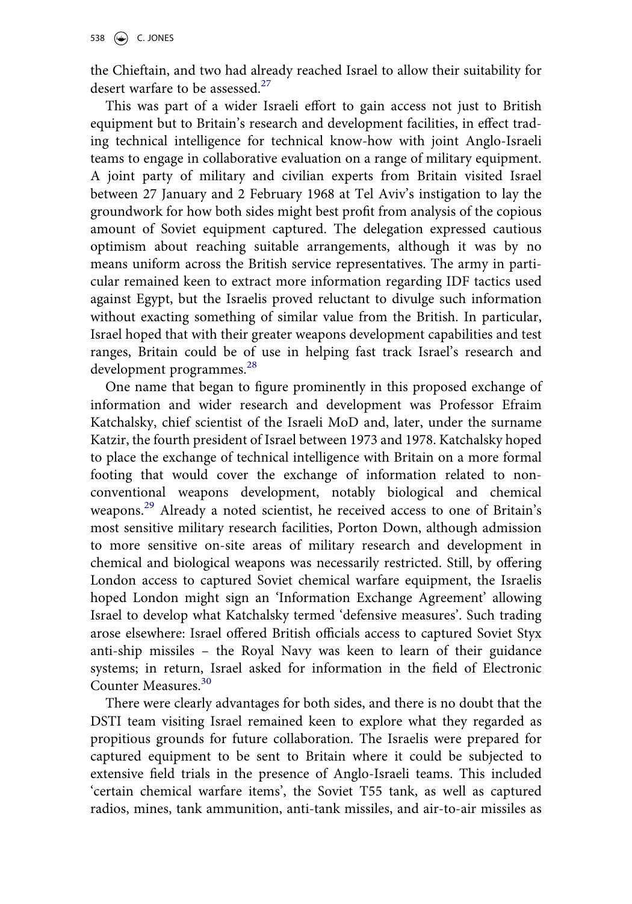the Chieftain, and two had already reached Israel to allow their suitability for desert warfare to be assessed.[27]

This was part of a wider Israeli effort to gain access not just to British equipment but to Britain's research and development facilities, in effect trading technical intelligence for technical know-how with joint Anglo-Israeli teams to engage in collaborative evaluation on a range of military equipment. A joint party of military and civilian experts from Britain visited Israel between 27 January and 2 February 1968 at Tel Aviv's instigation to lay the groundwork for how both sides might best profit from analysis of the copious amount of Soviet equipment captured. The delegation expressed cautious optimism about reaching suitable arrangements, although it was by no means uniform across the British service representatives. The army in particular remained keen to extract more information regarding IDF tactics used against Egypt, but the Israelis proved reluctant to divulge such information without exacting something of similar value from the British. In particular, Israel hoped that with their greater weapons development capabilities and test ranges, Britain could be of use in helping fast track Israel's research and development programmes.[28]

One name that began to figure prominently in this proposed exchange of information and wider research and development was Professor Efraim Katchalsky, chief scientist of the Israeli MoD and, later, under the surname Katzir, the fourth president of Israel between 1973 and 1978. Katchalsky hoped to place the exchange of technical intelligence with Britain on a more formal footing that would cover the exchange of information related to non-conventional weapons development, notably biological and chemical weapons.[29] Already a noted scientist, he received access to one of Britain's most sensitive military research facilities, Porton Down, although admission to more sensitive on-site areas of military research and development in chemical and biological weapons was necessarily restricted. Still, by offering London access to captured Soviet chemical warfare equipment, the Israelis hoped London might sign an 'Information Exchange Agreement' allowing Israel to develop what Katchalsky termed 'defensive measures'. Such trading arose elsewhere: Israel offered British officials access to captured Soviet Styx anti-ship missiles – the Royal Navy was keen to learn of their guidance systems; in return, Israel asked for information in the field of Electronic Counter Measures.[30]

There were clearly advantages for both sides, and there is no doubt that the DSTI team visiting Israel remained keen to explore what they regarded as propitious grounds for future collaboration. The Israelis were prepared for captured equipment to be sent to Britain where it could be subjected to extensive field trials in the presence of Anglo-Israeli teams. This included 'certain chemical warfare items', the Soviet T55 tank, as well as captured radios, mines, tank ammunition, anti-tank missiles, and air-to-air missiles as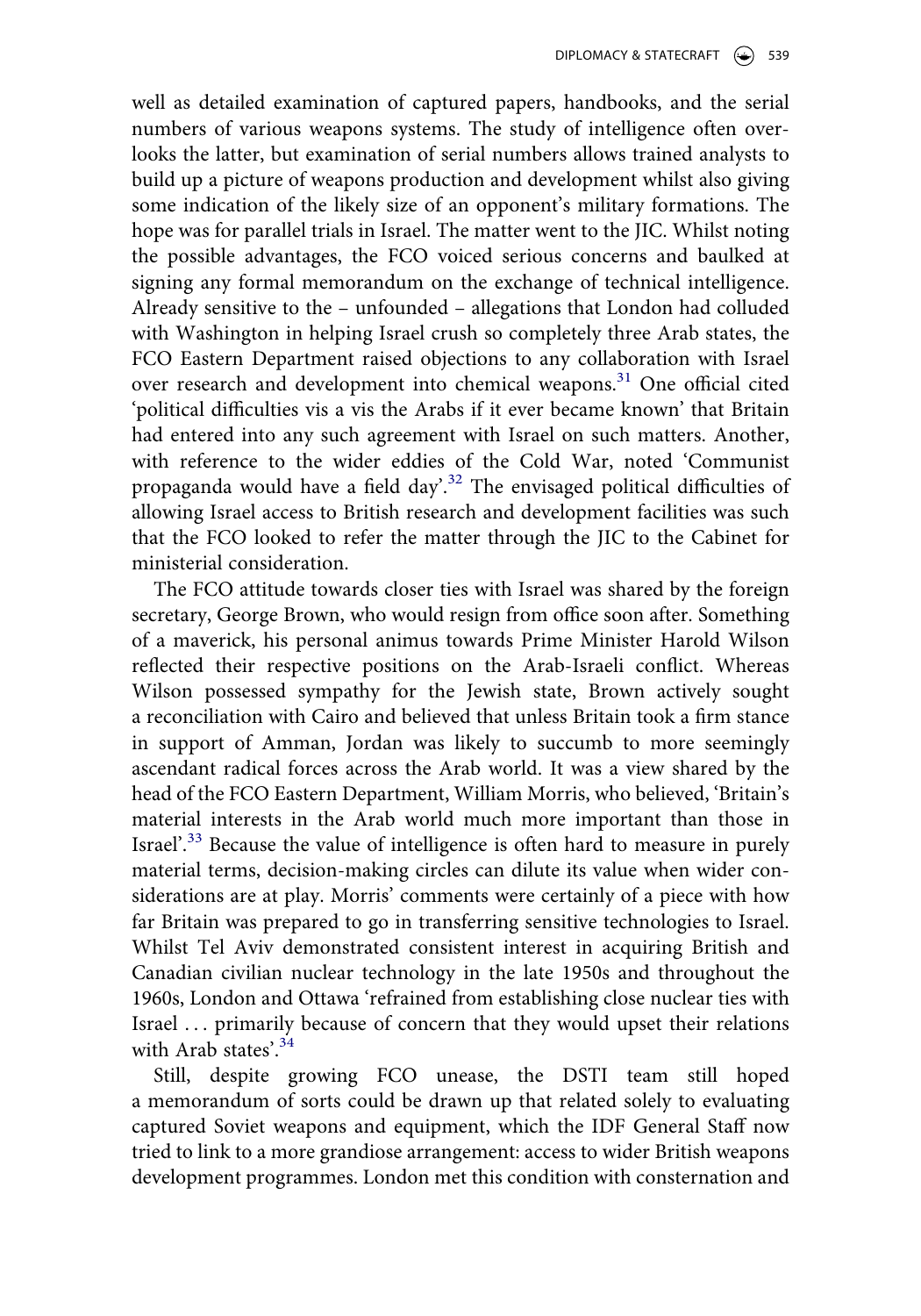well as detailed examination of captured papers, handbooks, and the serial numbers of various weapons systems. The study of intelligence often overlooks the latter, but examination of serial numbers allows trained analysts to build up a picture of weapons production and development whilst also giving some indication of the likely size of an opponent's military formations. The hope was for parallel trials in Israel. The matter went to the JIC. Whilst noting the possible advantages, the FCO voiced serious concerns and baulked at signing any formal memorandum on the exchange of technical intelligence. Already sensitive to the – unfounded – allegations that London had colluded with Washington in helping Israel crush so completely three Arab states, the FCO Eastern Department raised objections to any collaboration with Israel over research and development into chemical weapons.[31] One official cited 'political difficulties vis a vis the Arabs if it ever became known' that Britain had entered into any such agreement with Israel on such matters. Another, with reference to the wider eddies of the Cold War, noted 'Communist propaganda would have a field day'.[32] The envisaged political difficulties of allowing Israel access to British research and development facilities was such that the FCO looked to refer the matter through the JIC to the Cabinet for ministerial consideration.

The FCO attitude towards closer ties with Israel was shared by the foreign secretary, George Brown, who would resign from office soon after. Something of a maverick, his personal animus towards Prime Minister Harold Wilson reflected their respective positions on the Arab-Israeli conflict. Whereas Wilson possessed sympathy for the Jewish state, Brown actively sought a reconciliation with Cairo and believed that unless Britain took a firm stance in support of Amman, Jordan was likely to succumb to more seemingly ascendant radical forces across the Arab world. It was a view shared by the head of the FCO Eastern Department, William Morris, who believed, 'Britain's material interests in the Arab world much more important than those in Israel'.[33] Because the value of intelligence is often hard to measure in purely material terms, decision-making circles can dilute its value when wider considerations are at play. Morris' comments were certainly of a piece with how far Britain was prepared to go in transferring sensitive technologies to Israel. Whilst Tel Aviv demonstrated consistent interest in acquiring British and Canadian civilian nuclear technology in the late 1950s and throughout the 1960s, London and Ottawa 'refrained from establishing close nuclear ties with Israel … primarily because of concern that they would upset their relations with Arab states'.[34]

Still, despite growing FCO unease, the DSTI team still hoped a memorandum of sorts could be drawn up that related solely to evaluating captured Soviet weapons and equipment, which the IDF General Staff now tried to link to a more grandiose arrangement: access to wider British weapons development programmes. London met this condition with consternation and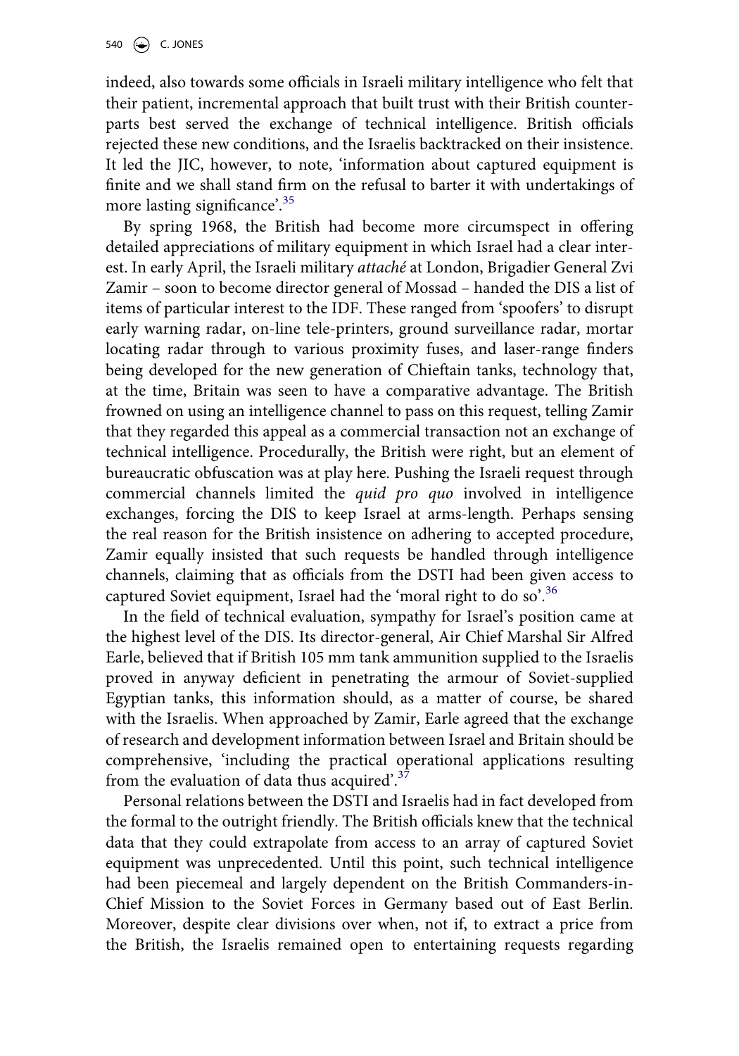indeed, also towards some officials in Israeli military intelligence who felt that their patient, incremental approach that built trust with their British counterparts best served the exchange of technical intelligence. British officials rejected these new conditions, and the Israelis backtracked on their insistence. It led the JIC, however, to note, 'information about captured equipment is finite and we shall stand firm on the refusal to barter it with undertakings of more lasting significance'.[35]

By spring 1968, the British had become more circumspect in offering detailed appreciations of military equipment in which Israel had a clear interest. In early April, the Israeli military *attaché* at London, Brigadier General Zvi Zamir – soon to become director general of Mossad – handed the DIS a list of items of particular interest to the IDF. These ranged from 'spoofers' to disrupt early warning radar, on-line tele-printers, ground surveillance radar, mortar locating radar through to various proximity fuses, and laser-range finders being developed for the new generation of Chieftain tanks, technology that, at the time, Britain was seen to have a comparative advantage. The British frowned on using an intelligence channel to pass on this request, telling Zamir that they regarded this appeal as a commercial transaction not an exchange of technical intelligence. Procedurally, the British were right, but an element of bureaucratic obfuscation was at play here. Pushing the Israeli request through commercial channels limited the *quid pro quo* involved in intelligence exchanges, forcing the DIS to keep Israel at arms-length. Perhaps sensing the real reason for the British insistence on adhering to accepted procedure, Zamir equally insisted that such requests be handled through intelligence channels, claiming that as officials from the DSTI had been given access to captured Soviet equipment, Israel had the 'moral right to do so'.[36]

In the field of technical evaluation, sympathy for Israel's position came at the highest level of the DIS. Its director-general, Air Chief Marshal Sir Alfred Earle, believed that if British 105 mm tank ammunition supplied to the Israelis proved in anyway deficient in penetrating the armour of Soviet-supplied Egyptian tanks, this information should, as a matter of course, be shared with the Israelis. When approached by Zamir, Earle agreed that the exchange of research and development information between Israel and Britain should be comprehensive, 'including the practical operational applications resulting from the evaluation of data thus acquired'.[37]

Personal relations between the DSTI and Israelis had in fact developed from the formal to the outright friendly. The British officials knew that the technical data that they could extrapolate from access to an array of captured Soviet equipment was unprecedented. Until this point, such technical intelligence had been piecemeal and largely dependent on the British Commanders-in-Chief Mission to the Soviet Forces in Germany based out of East Berlin. Moreover, despite clear divisions over when, not if, to extract a price from the British, the Israelis remained open to entertaining requests regarding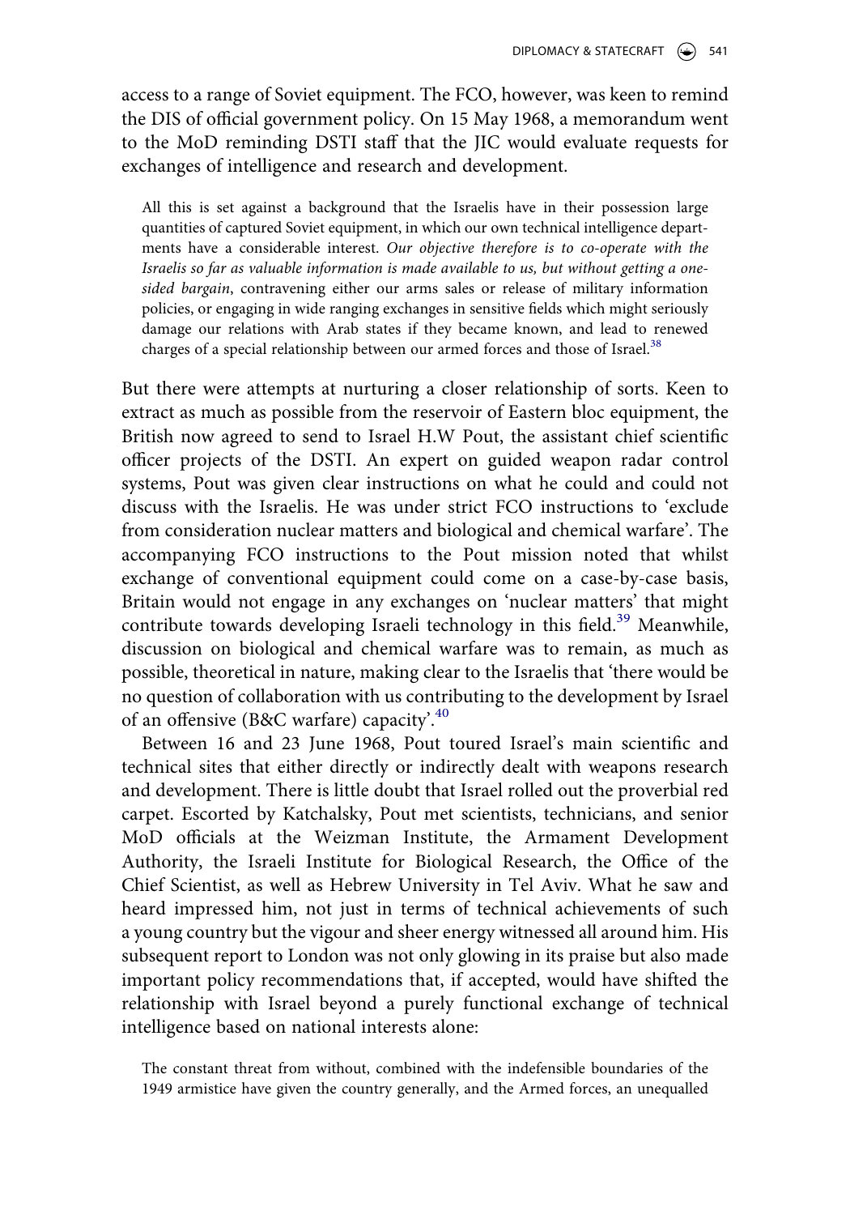access to a range of Soviet equipment. The FCO, however, was keen to remind the DIS of official government policy. On 15 May 1968, a memorandum went to the MoD reminding DSTI staff that the JIC would evaluate requests for exchanges of intelligence and research and development.

> All this is set against a background that the Israelis have in their possession large quantities of captured Soviet equipment, in which our own technical intelligence departments have a considerable interest. *Our objective therefore is to co-operate with the Israelis so far as valuable information is made available to us, but without getting a one-sided bargain*, contravening either our arms sales or release of military information policies, or engaging in wide ranging exchanges in sensitive fields which might seriously damage our relations with Arab states if they became known, and lead to renewed charges of a special relationship between our armed forces and those of Israel.[38]

But there were attempts at nurturing a closer relationship of sorts. Keen to extract as much as possible from the reservoir of Eastern bloc equipment, the British now agreed to send to Israel H.W Pout, the assistant chief scientific officer projects of the DSTI. An expert on guided weapon radar control systems, Pout was given clear instructions on what he could and could not discuss with the Israelis. He was under strict FCO instructions to 'exclude from consideration nuclear matters and biological and chemical warfare'. The accompanying FCO instructions to the Pout mission noted that whilst exchange of conventional equipment could come on a case-by-case basis, Britain would not engage in any exchanges on 'nuclear matters' that might contribute towards developing Israeli technology in this field.[39] Meanwhile, discussion on biological and chemical warfare was to remain, as much as possible, theoretical in nature, making clear to the Israelis that 'there would be no question of collaboration with us contributing to the development by Israel of an offensive (B&C warfare) capacity'.[40]

Between 16 and 23 June 1968, Pout toured Israel's main scientific and technical sites that either directly or indirectly dealt with weapons research and development. There is little doubt that Israel rolled out the proverbial red carpet. Escorted by Katchalsky, Pout met scientists, technicians, and senior MoD officials at the Weizman Institute, the Armament Development Authority, the Israeli Institute for Biological Research, the Office of the Chief Scientist, as well as Hebrew University in Tel Aviv. What he saw and heard impressed him, not just in terms of technical achievements of such a young country but the vigour and sheer energy witnessed all around him. His subsequent report to London was not only glowing in its praise but also made important policy recommendations that, if accepted, would have shifted the relationship with Israel beyond a purely functional exchange of technical intelligence based on national interests alone:

> The constant threat from without, combined with the indefensible boundaries of the 1949 armistice have given the country generally, and the Armed forces, an unequalled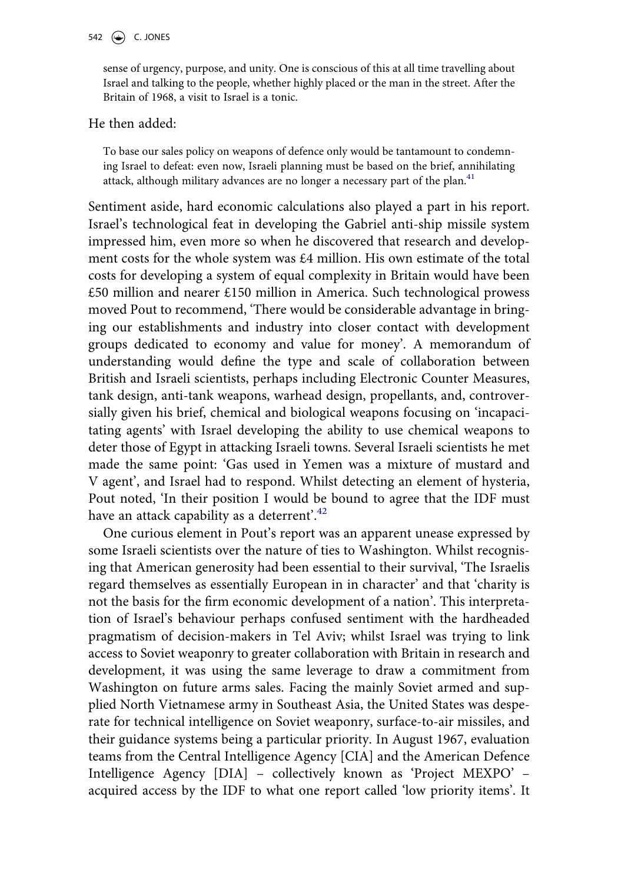> sense of urgency, purpose, and unity. One is conscious of this at all time travelling about Israel and talking to the people, whether highly placed or the man in the street. After the Britain of 1968, a visit to Israel is a tonic.

He then added:

> To base our sales policy on weapons of defence only would be tantamount to condemning Israel to defeat: even now, Israeli planning must be based on the brief, annihilating attack, although military advances are no longer a necessary part of the plan.[41]

Sentiment aside, hard economic calculations also played a part in his report. Israel's technological feat in developing the Gabriel anti-ship missile system impressed him, even more so when he discovered that research and development costs for the whole system was £4 million. His own estimate of the total costs for developing a system of equal complexity in Britain would have been £50 million and nearer £150 million in America. Such technological prowess moved Pout to recommend, 'There would be considerable advantage in bringing our establishments and industry into closer contact with development groups dedicated to economy and value for money'. A memorandum of understanding would define the type and scale of collaboration between British and Israeli scientists, perhaps including Electronic Counter Measures, tank design, anti-tank weapons, warhead design, propellants, and, controversially given his brief, chemical and biological weapons focusing on 'incapacitating agents' with Israel developing the ability to use chemical weapons to deter those of Egypt in attacking Israeli towns. Several Israeli scientists he met made the same point: 'Gas used in Yemen was a mixture of mustard and V agent', and Israel had to respond. Whilst detecting an element of hysteria, Pout noted, 'In their position I would be bound to agree that the IDF must have an attack capability as a deterrent'.[42]

One curious element in Pout's report was an apparent unease expressed by some Israeli scientists over the nature of ties to Washington. Whilst recognising that American generosity had been essential to their survival, 'The Israelis regard themselves as essentially European in in character' and that 'charity is not the basis for the firm economic development of a nation'. This interpretation of Israel's behaviour perhaps confused sentiment with the hardheaded pragmatism of decision-makers in Tel Aviv; whilst Israel was trying to link access to Soviet weaponry to greater collaboration with Britain in research and development, it was using the same leverage to draw a commitment from Washington on future arms sales. Facing the mainly Soviet armed and supplied North Vietnamese army in Southeast Asia, the United States was desperate for technical intelligence on Soviet weaponry, surface-to-air missiles, and their guidance systems being a particular priority. In August 1967, evaluation teams from the Central Intelligence Agency [CIA] and the American Defence Intelligence Agency [DIA] – collectively known as 'Project MEXPO' – acquired access by the IDF to what one report called 'low priority items'. It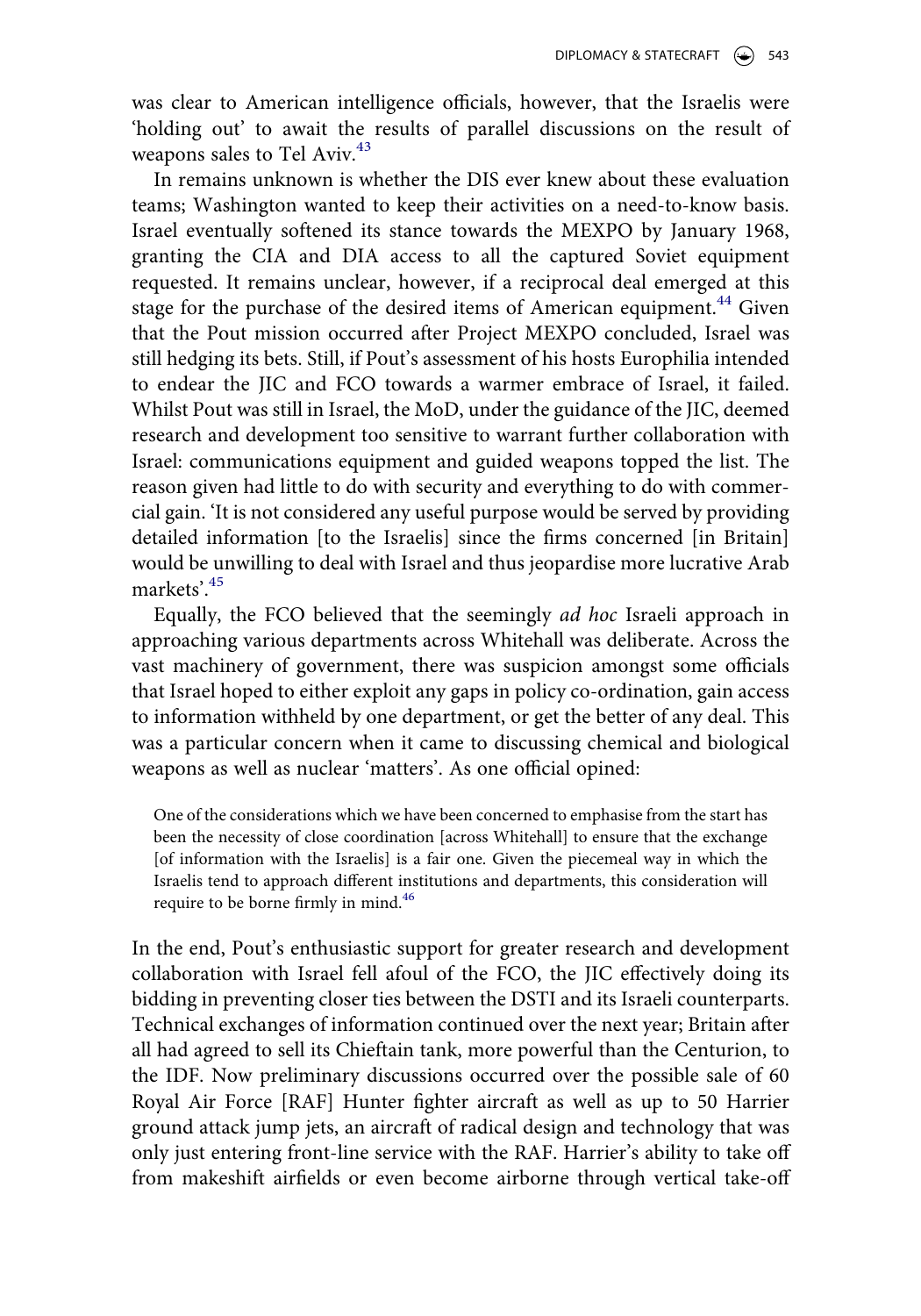was clear to American intelligence officials, however, that the Israelis were 'holding out' to await the results of parallel discussions on the result of weapons sales to Tel Aviv.[43]

In remains unknown is whether the DIS ever knew about these evaluation teams; Washington wanted to keep their activities on a need-to-know basis. Israel eventually softened its stance towards the MEXPO by January 1968, granting the CIA and DIA access to all the captured Soviet equipment requested. It remains unclear, however, if a reciprocal deal emerged at this stage for the purchase of the desired items of American equipment.[44] Given that the Pout mission occurred after Project MEXPO concluded, Israel was still hedging its bets. Still, if Pout's assessment of his hosts Europhilia intended to endear the JIC and FCO towards a warmer embrace of Israel, it failed. Whilst Pout was still in Israel, the MoD, under the guidance of the JIC, deemed research and development too sensitive to warrant further collaboration with Israel: communications equipment and guided weapons topped the list. The reason given had little to do with security and everything to do with commercial gain. 'It is not considered any useful purpose would be served by providing detailed information [to the Israelis] since the firms concerned [in Britain] would be unwilling to deal with Israel and thus jeopardise more lucrative Arab markets'.[45]

Equally, the FCO believed that the seemingly *ad hoc* Israeli approach in approaching various departments across Whitehall was deliberate. Across the vast machinery of government, there was suspicion amongst some officials that Israel hoped to either exploit any gaps in policy co-ordination, gain access to information withheld by one department, or get the better of any deal. This was a particular concern when it came to discussing chemical and biological weapons as well as nuclear 'matters'. As one official opined:

> One of the considerations which we have been concerned to emphasise from the start has been the necessity of close coordination [across Whitehall] to ensure that the exchange [of information with the Israelis] is a fair one. Given the piecemeal way in which the Israelis tend to approach different institutions and departments, this consideration will require to be borne firmly in mind.[46]

In the end, Pout's enthusiastic support for greater research and development collaboration with Israel fell afoul of the FCO, the JIC effectively doing its bidding in preventing closer ties between the DSTI and its Israeli counterparts. Technical exchanges of information continued over the next year; Britain after all had agreed to sell its Chieftain tank, more powerful than the Centurion, to the IDF. Now preliminary discussions occurred over the possible sale of 60 Royal Air Force [RAF] Hunter fighter aircraft as well as up to 50 Harrier ground attack jump jets, an aircraft of radical design and technology that was only just entering front-line service with the RAF. Harrier's ability to take off from makeshift airfields or even become airborne through vertical take-off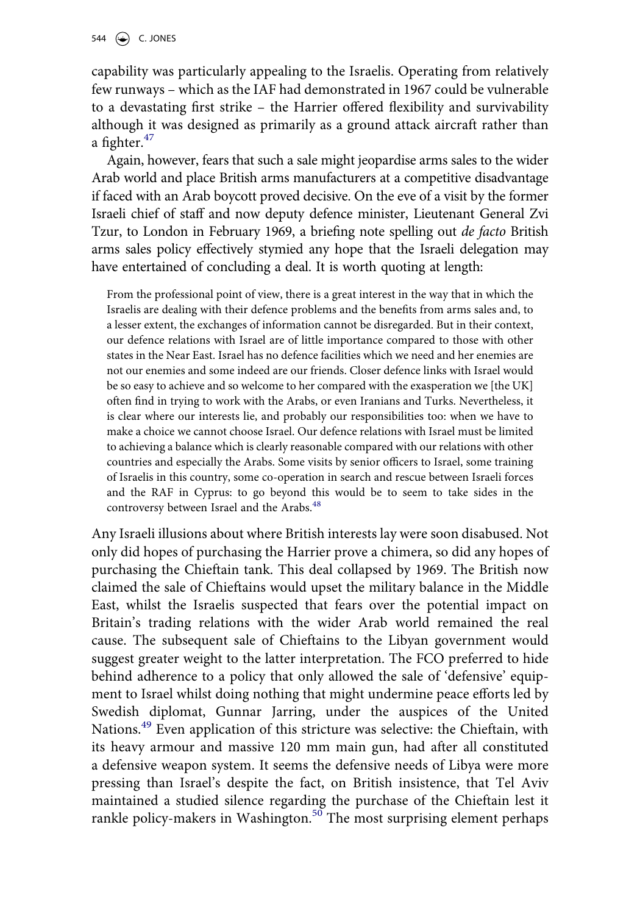capability was particularly appealing to the Israelis. Operating from relatively few runways – which as the IAF had demonstrated in 1967 could be vulnerable to a devastating first strike – the Harrier offered flexibility and survivability although it was designed as primarily as a ground attack aircraft rather than a fighter.[47]

Again, however, fears that such a sale might jeopardise arms sales to the wider Arab world and place British arms manufacturers at a competitive disadvantage if faced with an Arab boycott proved decisive. On the eve of a visit by the former Israeli chief of staff and now deputy defence minister, Lieutenant General Zvi Tzur, to London in February 1969, a briefing note spelling out *de facto* British arms sales policy effectively stymied any hope that the Israeli delegation may have entertained of concluding a deal. It is worth quoting at length:

> From the professional point of view, there is a great interest in the way that in which the Israelis are dealing with their defence problems and the benefits from arms sales and, to a lesser extent, the exchanges of information cannot be disregarded. But in their context, our defence relations with Israel are of little importance compared to those with other states in the Near East. Israel has no defence facilities which we need and her enemies are not our enemies and some indeed are our friends. Closer defence links with Israel would be so easy to achieve and so welcome to her compared with the exasperation we [the UK] often find in trying to work with the Arabs, or even Iranians and Turks. Nevertheless, it is clear where our interests lie, and probably our responsibilities too: when we have to make a choice we cannot choose Israel. Our defence relations with Israel must be limited to achieving a balance which is clearly reasonable compared with our relations with other countries and especially the Arabs. Some visits by senior officers to Israel, some training of Israelis in this country, some co-operation in search and rescue between Israeli forces and the RAF in Cyprus: to go beyond this would be to seem to take sides in the controversy between Israel and the Arabs.[48]

Any Israeli illusions about where British interests lay were soon disabused. Not only did hopes of purchasing the Harrier prove a chimera, so did any hopes of purchasing the Chieftain tank. This deal collapsed by 1969. The British now claimed the sale of Chieftains would upset the military balance in the Middle East, whilst the Israelis suspected that fears over the potential impact on Britain's trading relations with the wider Arab world remained the real cause. The subsequent sale of Chieftains to the Libyan government would suggest greater weight to the latter interpretation. The FCO preferred to hide behind adherence to a policy that only allowed the sale of 'defensive' equipment to Israel whilst doing nothing that might undermine peace efforts led by Swedish diplomat, Gunnar Jarring, under the auspices of the United Nations.[49] Even application of this stricture was selective: the Chieftain, with its heavy armour and massive 120 mm main gun, had after all constituted a defensive weapon system. It seems the defensive needs of Libya were more pressing than Israel's despite the fact, on British insistence, that Tel Aviv maintained a studied silence regarding the purchase of the Chieftain lest it rankle policy-makers in Washington.[50] The most surprising element perhaps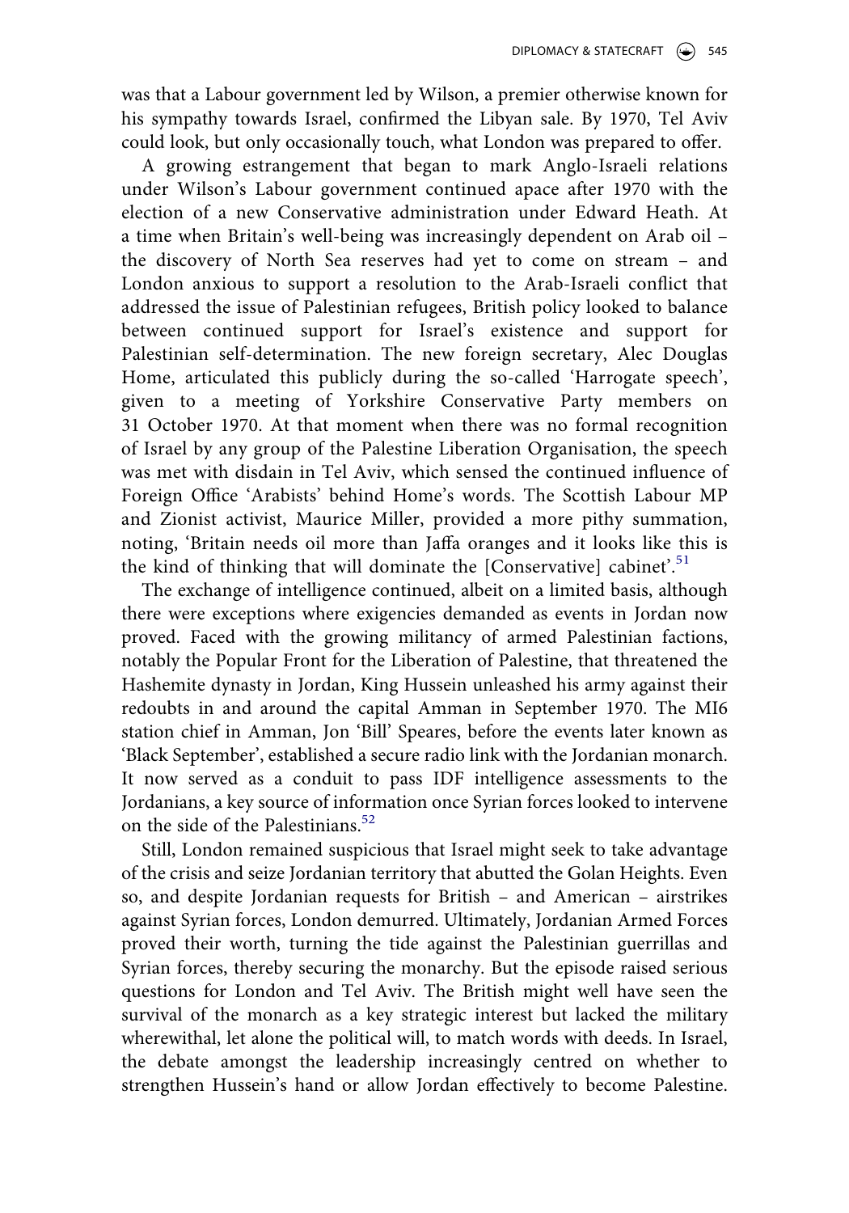was that a Labour government led by Wilson, a premier otherwise known for his sympathy towards Israel, confirmed the Libyan sale. By 1970, Tel Aviv could look, but only occasionally touch, what London was prepared to offer.

A growing estrangement that began to mark Anglo-Israeli relations under Wilson's Labour government continued apace after 1970 with the election of a new Conservative administration under Edward Heath. At a time when Britain's well-being was increasingly dependent on Arab oil – the discovery of North Sea reserves had yet to come on stream – and London anxious to support a resolution to the Arab-Israeli conflict that addressed the issue of Palestinian refugees, British policy looked to balance between continued support for Israel's existence and support for Palestinian self-determination. The new foreign secretary, Alec Douglas Home, articulated this publicly during the so-called 'Harrogate speech', given to a meeting of Yorkshire Conservative Party members on 31 October 1970. At that moment when there was no formal recognition of Israel by any group of the Palestine Liberation Organisation, the speech was met with disdain in Tel Aviv, which sensed the continued influence of Foreign Office 'Arabists' behind Home's words. The Scottish Labour MP and Zionist activist, Maurice Miller, provided a more pithy summation, noting, 'Britain needs oil more than Jaffa oranges and it looks like this is the kind of thinking that will dominate the [Conservative] cabinet'.[51]

The exchange of intelligence continued, albeit on a limited basis, although there were exceptions where exigencies demanded as events in Jordan now proved. Faced with the growing militancy of armed Palestinian factions, notably the Popular Front for the Liberation of Palestine, that threatened the Hashemite dynasty in Jordan, King Hussein unleashed his army against their redoubts in and around the capital Amman in September 1970. The MI6 station chief in Amman, Jon 'Bill' Speares, before the events later known as 'Black September', established a secure radio link with the Jordanian monarch. It now served as a conduit to pass IDF intelligence assessments to the Jordanians, a key source of information once Syrian forces looked to intervene on the side of the Palestinians.[52]

Still, London remained suspicious that Israel might seek to take advantage of the crisis and seize Jordanian territory that abutted the Golan Heights. Even so, and despite Jordanian requests for British – and American – airstrikes against Syrian forces, London demurred. Ultimately, Jordanian Armed Forces proved their worth, turning the tide against the Palestinian guerrillas and Syrian forces, thereby securing the monarchy. But the episode raised serious questions for London and Tel Aviv. The British might well have seen the survival of the monarch as a key strategic interest but lacked the military wherewithal, let alone the political will, to match words with deeds. In Israel, the debate amongst the leadership increasingly centred on whether to strengthen Hussein's hand or allow Jordan effectively to become Palestine.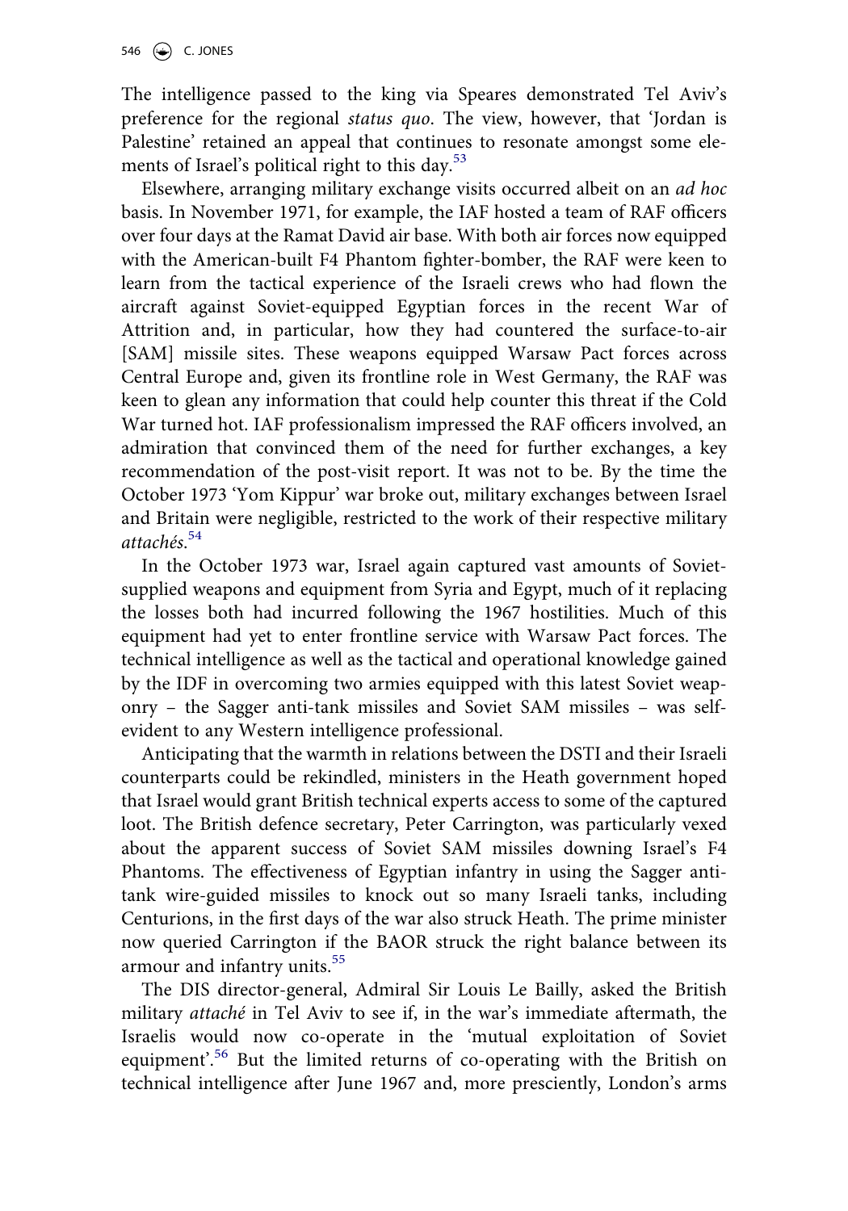The intelligence passed to the king via Speares demonstrated Tel Aviv's preference for the regional *status quo*. The view, however, that 'Jordan is Palestine' retained an appeal that continues to resonate amongst some elements of Israel's political right to this day.[53]

Elsewhere, arranging military exchange visits occurred albeit on an *ad hoc* basis. In November 1971, for example, the IAF hosted a team of RAF officers over four days at the Ramat David air base. With both air forces now equipped with the American-built F4 Phantom fighter-bomber, the RAF were keen to learn from the tactical experience of the Israeli crews who had flown the aircraft against Soviet-equipped Egyptian forces in the recent War of Attrition and, in particular, how they had countered the surface-to-air [SAM] missile sites. These weapons equipped Warsaw Pact forces across Central Europe and, given its frontline role in West Germany, the RAF was keen to glean any information that could help counter this threat if the Cold War turned hot. IAF professionalism impressed the RAF officers involved, an admiration that convinced them of the need for further exchanges, a key recommendation of the post-visit report. It was not to be. By the time the October 1973 'Yom Kippur' war broke out, military exchanges between Israel and Britain were negligible, restricted to the work of their respective military *attachés*.[54]

In the October 1973 war, Israel again captured vast amounts of Soviet-supplied weapons and equipment from Syria and Egypt, much of it replacing the losses both had incurred following the 1967 hostilities. Much of this equipment had yet to enter frontline service with Warsaw Pact forces. The technical intelligence as well as the tactical and operational knowledge gained by the IDF in overcoming two armies equipped with this latest Soviet weaponry – the Sagger anti-tank missiles and Soviet SAM missiles – was self-evident to any Western intelligence professional.

Anticipating that the warmth in relations between the DSTI and their Israeli counterparts could be rekindled, ministers in the Heath government hoped that Israel would grant British technical experts access to some of the captured loot. The British defence secretary, Peter Carrington, was particularly vexed about the apparent success of Soviet SAM missiles downing Israel's F4 Phantoms. The effectiveness of Egyptian infantry in using the Sagger anti-tank wire-guided missiles to knock out so many Israeli tanks, including Centurions, in the first days of the war also struck Heath. The prime minister now queried Carrington if the BAOR struck the right balance between its armour and infantry units.[55]

The DIS director-general, Admiral Sir Louis Le Bailly, asked the British military *attaché* in Tel Aviv to see if, in the war's immediate aftermath, the Israelis would now co-operate in the 'mutual exploitation of Soviet equipment'.[56] But the limited returns of co-operating with the British on technical intelligence after June 1967 and, more presciently, London's arms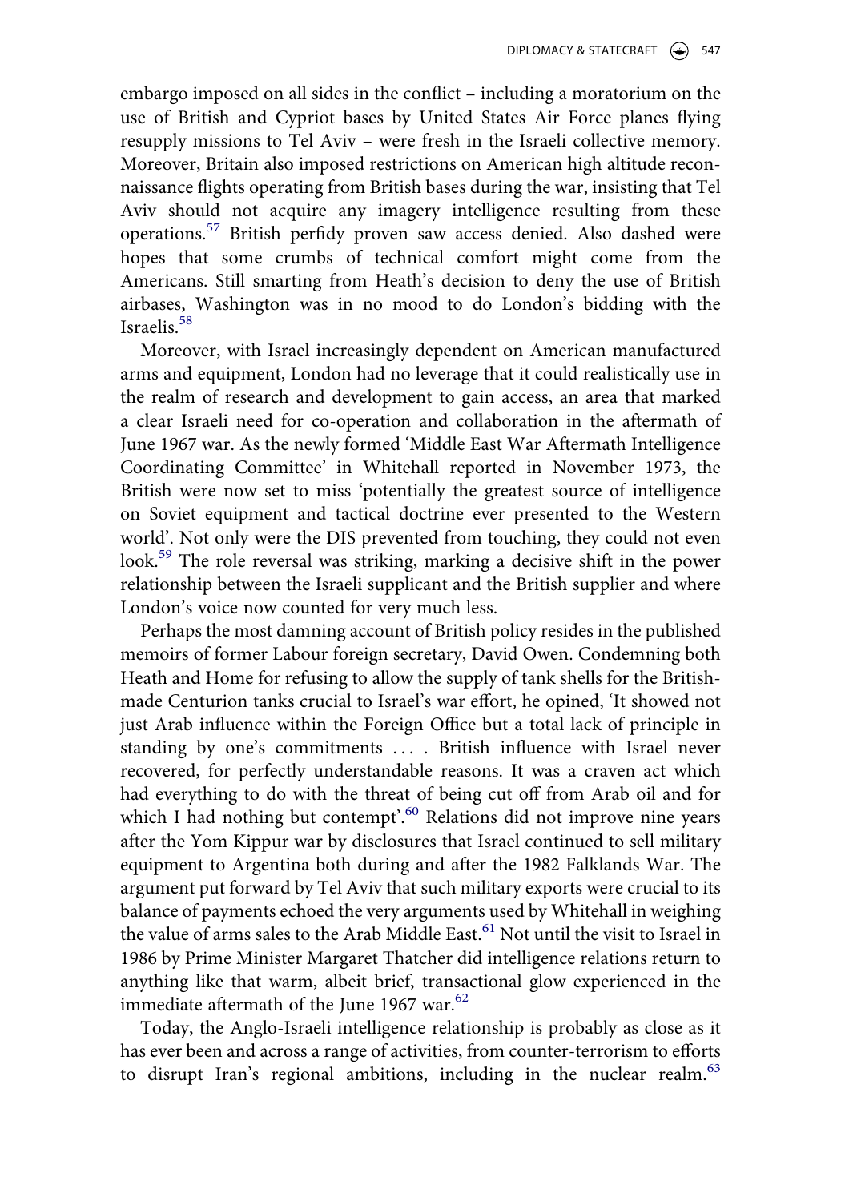embargo imposed on all sides in the conflict – including a moratorium on the use of British and Cypriot bases by United States Air Force planes flying resupply missions to Tel Aviv – were fresh in the Israeli collective memory. Moreover, Britain also imposed restrictions on American high altitude reconnaissance flights operating from British bases during the war, insisting that Tel Aviv should not acquire any imagery intelligence resulting from these operations.[57] British perfidy proven saw access denied. Also dashed were hopes that some crumbs of technical comfort might come from the Americans. Still smarting from Heath's decision to deny the use of British airbases, Washington was in no mood to do London's bidding with the Israelis.[58]

Moreover, with Israel increasingly dependent on American manufactured arms and equipment, London had no leverage that it could realistically use in the realm of research and development to gain access, an area that marked a clear Israeli need for co-operation and collaboration in the aftermath of June 1967 war. As the newly formed 'Middle East War Aftermath Intelligence Coordinating Committee' in Whitehall reported in November 1973, the British were now set to miss 'potentially the greatest source of intelligence on Soviet equipment and tactical doctrine ever presented to the Western world'. Not only were the DIS prevented from touching, they could not even look.[59] The role reversal was striking, marking a decisive shift in the power relationship between the Israeli supplicant and the British supplier and where London's voice now counted for very much less.

Perhaps the most damning account of British policy resides in the published memoirs of former Labour foreign secretary, David Owen. Condemning both Heath and Home for refusing to allow the supply of tank shells for the British-made Centurion tanks crucial to Israel's war effort, he opined, 'It showed not just Arab influence within the Foreign Office but a total lack of principle in standing by one's commitments … . British influence with Israel never recovered, for perfectly understandable reasons. It was a craven act which had everything to do with the threat of being cut off from Arab oil and for which I had nothing but contempt'.[60] Relations did not improve nine years after the Yom Kippur war by disclosures that Israel continued to sell military equipment to Argentina both during and after the 1982 Falklands War. The argument put forward by Tel Aviv that such military exports were crucial to its balance of payments echoed the very arguments used by Whitehall in weighing the value of arms sales to the Arab Middle East.[61] Not until the visit to Israel in 1986 by Prime Minister Margaret Thatcher did intelligence relations return to anything like that warm, albeit brief, transactional glow experienced in the immediate aftermath of the June 1967 war.[62]

Today, the Anglo-Israeli intelligence relationship is probably as close as it has ever been and across a range of activities, from counter-terrorism to efforts to disrupt Iran's regional ambitions, including in the nuclear realm.[63]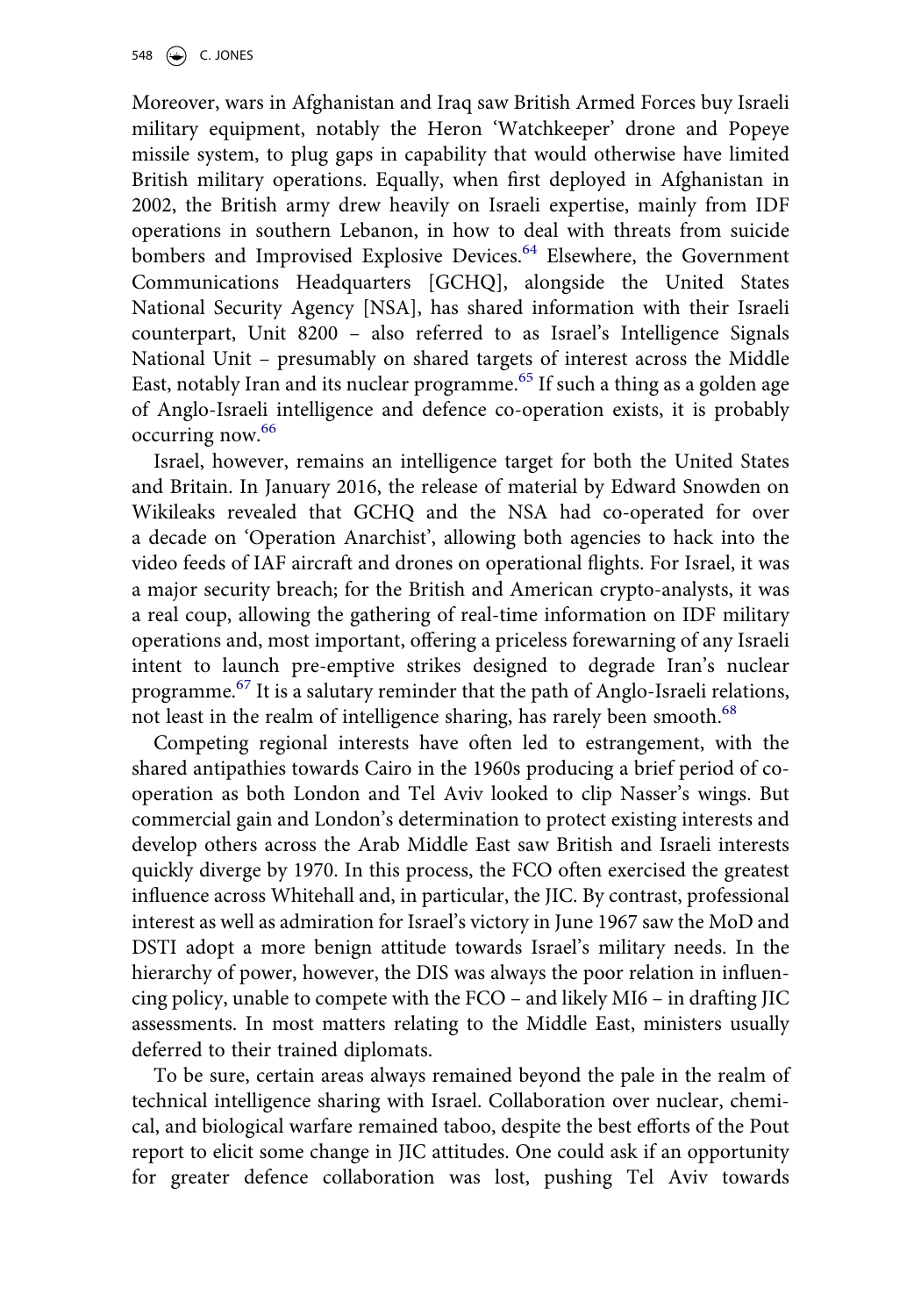Moreover, wars in Afghanistan and Iraq saw British Armed Forces buy Israeli military equipment, notably the Heron 'Watchkeeper' drone and Popeye missile system, to plug gaps in capability that would otherwise have limited British military operations. Equally, when first deployed in Afghanistan in 2002, the British army drew heavily on Israeli expertise, mainly from IDF operations in southern Lebanon, in how to deal with threats from suicide bombers and Improvised Explosive Devices.[64] Elsewhere, the Government Communications Headquarters [GCHQ], alongside the United States National Security Agency [NSA], has shared information with their Israeli counterpart, Unit 8200 – also referred to as Israel's Intelligence Signals National Unit – presumably on shared targets of interest across the Middle East, notably Iran and its nuclear programme.[65] If such a thing as a golden age of Anglo-Israeli intelligence and defence co-operation exists, it is probably occurring now.[66]

Israel, however, remains an intelligence target for both the United States and Britain. In January 2016, the release of material by Edward Snowden on Wikileaks revealed that GCHQ and the NSA had co-operated for over a decade on 'Operation Anarchist', allowing both agencies to hack into the video feeds of IAF aircraft and drones on operational flights. For Israel, it was a major security breach; for the British and American crypto-analysts, it was a real coup, allowing the gathering of real-time information on IDF military operations and, most important, offering a priceless forewarning of any Israeli intent to launch pre-emptive strikes designed to degrade Iran's nuclear programme.[67] It is a salutary reminder that the path of Anglo-Israeli relations, not least in the realm of intelligence sharing, has rarely been smooth.[68]

Competing regional interests have often led to estrangement, with the shared antipathies towards Cairo in the 1960s producing a brief period of co-operation as both London and Tel Aviv looked to clip Nasser's wings. But commercial gain and London's determination to protect existing interests and develop others across the Arab Middle East saw British and Israeli interests quickly diverge by 1970. In this process, the FCO often exercised the greatest influence across Whitehall and, in particular, the JIC. By contrast, professional interest as well as admiration for Israel's victory in June 1967 saw the MoD and DSTI adopt a more benign attitude towards Israel's military needs. In the hierarchy of power, however, the DIS was always the poor relation in influencing policy, unable to compete with the FCO – and likely MI6 – in drafting JIC assessments. In most matters relating to the Middle East, ministers usually deferred to their trained diplomats.

To be sure, certain areas always remained beyond the pale in the realm of technical intelligence sharing with Israel. Collaboration over nuclear, chemical, and biological warfare remained taboo, despite the best efforts of the Pout report to elicit some change in JIC attitudes. One could ask if an opportunity for greater defence collaboration was lost, pushing Tel Aviv towards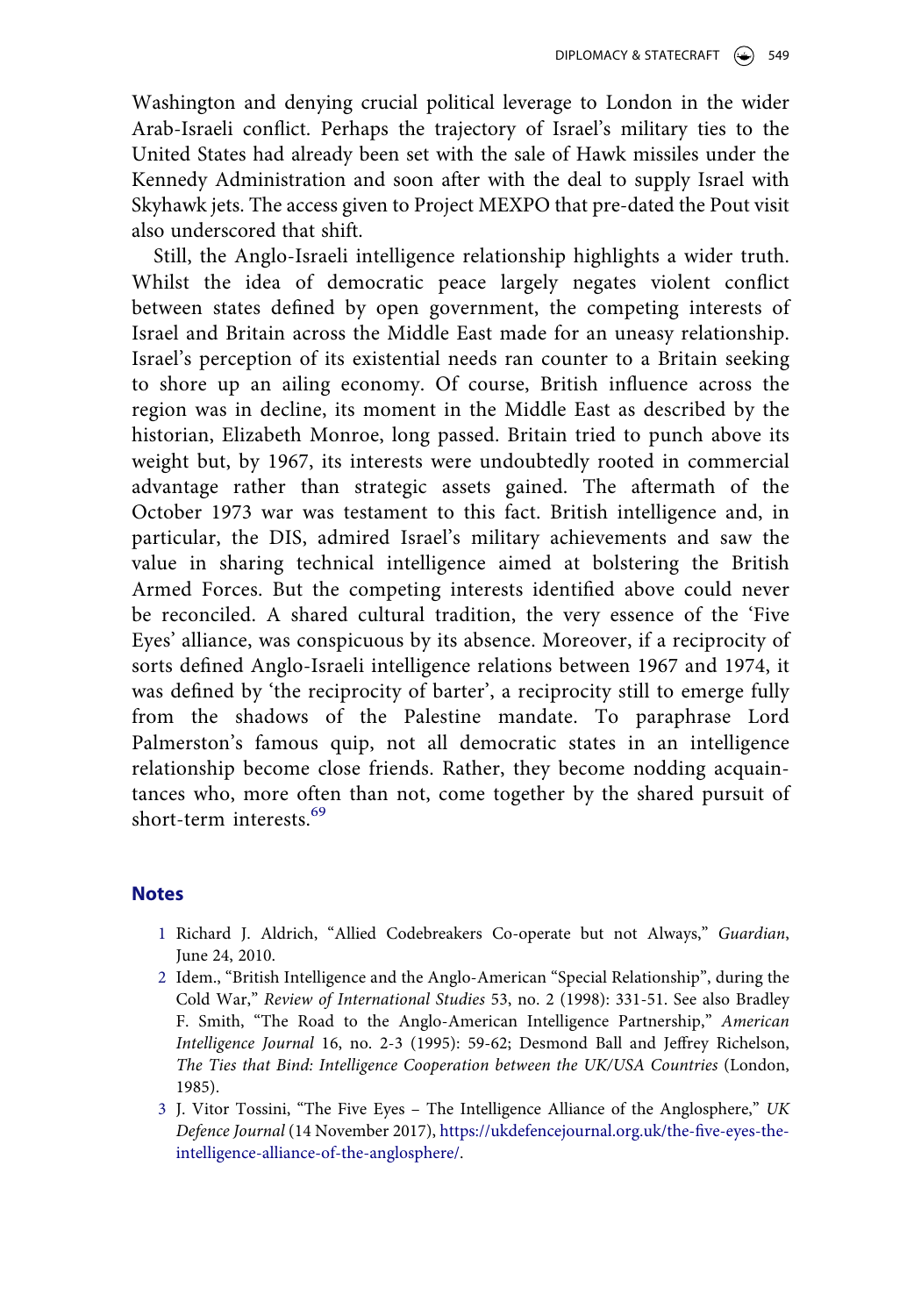Washington and denying crucial political leverage to London in the wider Arab-Israeli conflict. Perhaps the trajectory of Israel's military ties to the United States had already been set with the sale of Hawk missiles under the Kennedy Administration and soon after with the deal to supply Israel with Skyhawk jets. The access given to Project MEXPO that pre-dated the Pout visit also underscored that shift.

Still, the Anglo-Israeli intelligence relationship highlights a wider truth. Whilst the idea of democratic peace largely negates violent conflict between states defined by open government, the competing interests of Israel and Britain across the Middle East made for an uneasy relationship. Israel's perception of its existential needs ran counter to a Britain seeking to shore up an ailing economy. Of course, British influence across the region was in decline, its moment in the Middle East as described by the historian, Elizabeth Monroe, long passed. Britain tried to punch above its weight but, by 1967, its interests were undoubtedly rooted in commercial advantage rather than strategic assets gained. The aftermath of the October 1973 war was testament to this fact. British intelligence and, in particular, the DIS, admired Israel's military achievements and saw the value in sharing technical intelligence aimed at bolstering the British Armed Forces. But the competing interests identified above could never be reconciled. A shared cultural tradition, the very essence of the 'Five Eyes' alliance, was conspicuous by its absence. Moreover, if a reciprocity of sorts defined Anglo-Israeli intelligence relations between 1967 and 1974, it was defined by 'the reciprocity of barter', a reciprocity still to emerge fully from the shadows of the Palestine mandate. To paraphrase Lord Palmerston's famous quip, not all democratic states in an intelligence relationship become close friends. Rather, they become nodding acquaintances who, more often than not, come together by the shared pursuit of short-term interests.[69]

## Notes

1. Richard J. Aldrich, "Allied Codebreakers Co-operate but not Always," *Guardian*, June 24, 2010.
2. Idem., "British Intelligence and the Anglo-American "Special Relationship", during the Cold War," *Review of International Studies* 53, no. 2 (1998): 331-51. See also Bradley F. Smith, "The Road to the Anglo-American Intelligence Partnership," *American Intelligence Journal* 16, no. 2-3 (1995): 59-62; Desmond Ball and Jeffrey Richelson, *The Ties that Bind: Intelligence Cooperation between the UK/USA Countries* (London, 1985).
3. J. Vitor Tossini, "The Five Eyes – The Intelligence Alliance of the Anglosphere," *UK Defence Journal* (14 November 2017), https://ukdefencejournal.org.uk/the-five-eyes-the-intelligence-alliance-of-the-anglosphere/.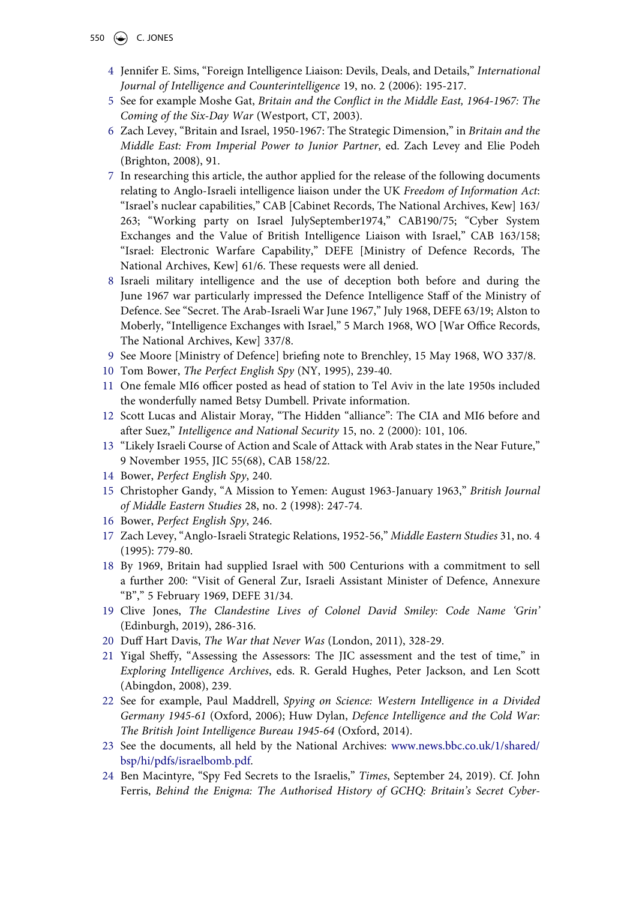4. Jennifer E. Sims, "Foreign Intelligence Liaison: Devils, Deals, and Details," *International Journal of Intelligence and Counterintelligence* 19, no. 2 (2006): 195-217.
5. See for example Moshe Gat, *Britain and the Conflict in the Middle East, 1964-1967: The Coming of the Six-Day War* (Westport, CT, 2003).
6. Zach Levey, "Britain and Israel, 1950-1967: The Strategic Dimension," in *Britain and the Middle East: From Imperial Power to Junior Partner*, ed. Zach Levey and Elie Podeh (Brighton, 2008), 91.
7. In researching this article, the author applied for the release of the following documents relating to Anglo-Israeli intelligence liaison under the UK *Freedom of Information Act*: "Israel's nuclear capabilities," CAB [Cabinet Records, The National Archives, Kew] 163/263; "Working party on Israel JulySeptember1974," CAB190/75; "Cyber System Exchanges and the Value of British Intelligence Liaison with Israel," CAB 163/158; "Israel: Electronic Warfare Capability," DEFE [Ministry of Defence Records, The National Archives, Kew] 61/6. These requests were all denied.
8. Israeli military intelligence and the use of deception both before and during the June 1967 war particularly impressed the Defence Intelligence Staff of the Ministry of Defence. See "Secret. The Arab-Israeli War June 1967," July 1968, DEFE 63/19; Alston to Moberly, "Intelligence Exchanges with Israel," 5 March 1968, WO [War Office Records, The National Archives, Kew] 337/8.
9. See Moore [Ministry of Defence] briefing note to Brenchley, 15 May 1968, WO 337/8.
10. Tom Bower, *The Perfect English Spy* (NY, 1995), 239-40.
11. One female MI6 officer posted as head of station to Tel Aviv in the late 1950s included the wonderfully named Betsy Dumbell. Private information.
12. Scott Lucas and Alistair Moray, "The Hidden "alliance": The CIA and MI6 before and after Suez," *Intelligence and National Security* 15, no. 2 (2000): 101, 106.
13. "Likely Israeli Course of Action and Scale of Attack with Arab states in the Near Future," 9 November 1955, JIC 55(68), CAB 158/22.
14. Bower, *Perfect English Spy*, 240.
15. Christopher Gandy, "A Mission to Yemen: August 1963-January 1963," *British Journal of Middle Eastern Studies* 28, no. 2 (1998): 247-74.
16. Bower, *Perfect English Spy*, 246.
17. Zach Levey, "Anglo-Israeli Strategic Relations, 1952-56," *Middle Eastern Studies* 31, no. 4 (1995): 779-80.
18. By 1969, Britain had supplied Israel with 500 Centurions with a commitment to sell a further 200: "Visit of General Zur, Israeli Assistant Minister of Defence, Annexure "B"," 5 February 1969, DEFE 31/34.
19. Clive Jones, *The Clandestine Lives of Colonel David Smiley: Code Name 'Grin'* (Edinburgh, 2019), 286-316.
20. Duff Hart Davis, *The War that Never Was* (London, 2011), 328-29.
21. Yigal Sheffy, "Assessing the Assessors: The JIC assessment and the test of time," in *Exploring Intelligence Archives*, eds. R. Gerald Hughes, Peter Jackson, and Len Scott (Abingdon, 2008), 239.
22. See for example, Paul Maddrell, *Spying on Science: Western Intelligence in a Divided Germany 1945-61* (Oxford, 2006); Huw Dylan, *Defence Intelligence and the Cold War: The British Joint Intelligence Bureau 1945-64* (Oxford, 2014).
23. See the documents, all held by the National Archives: www.news.bbc.co.uk/1/shared/bsp/hi/pdfs/israelbomb.pdf.
24. Ben Macintyre, "Spy Fed Secrets to the Israelis," *Times*, September 24, 2019). Cf. John Ferris, *Behind the Enigma: The Authorised History of GCHQ: Britain's Secret Cyber-*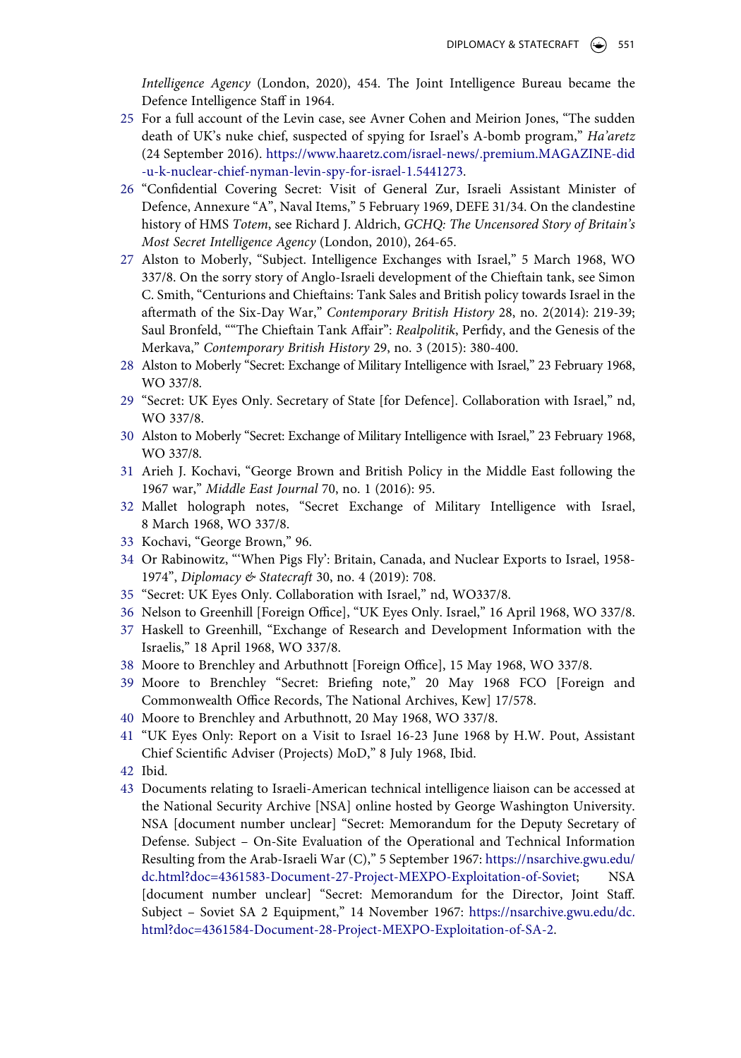*Intelligence Agency* (London, 2020), 454. The Joint Intelligence Bureau became the Defence Intelligence Staff in 1964.

25 For a full account of the Levin case, see Avner Cohen and Meirion Jones, "The sudden death of UK's nuke chief, suspected of spying for Israel's A-bomb program," *Ha'aretz* (24 September 2016). https://www.haaretz.com/israel-news/.premium.MAGAZINE-did-u-k-nuclear-chief-nyman-levin-spy-for-israel-1.5441273.

26 "Confidential Covering Secret: Visit of General Zur, Israeli Assistant Minister of Defence, Annexure "A", Naval Items," 5 February 1969, DEFE 31/34. On the clandestine history of HMS *Totem*, see Richard J. Aldrich, *GCHQ: The Uncensored Story of Britain's Most Secret Intelligence Agency* (London, 2010), 264-65.

27 Alston to Moberly, "Subject. Intelligence Exchanges with Israel," 5 March 1968, WO 337/8. On the sorry story of Anglo-Israeli development of the Chieftain tank, see Simon C. Smith, "Centurions and Chieftains: Tank Sales and British policy towards Israel in the aftermath of the Six-Day War," *Contemporary British History* 28, no. 2(2014): 219-39; Saul Bronfeld, ""The Chieftain Tank Affair": *Realpolitik*, Perfidy, and the Genesis of the Merkava," *Contemporary British History* 29, no. 3 (2015): 380-400.

28 Alston to Moberly "Secret: Exchange of Military Intelligence with Israel," 23 February 1968, WO 337/8.

29 "Secret: UK Eyes Only. Secretary of State [for Defence]. Collaboration with Israel," nd, WO 337/8.

30 Alston to Moberly "Secret: Exchange of Military Intelligence with Israel," 23 February 1968, WO 337/8.

31 Arieh J. Kochavi, "George Brown and British Policy in the Middle East following the 1967 war," *Middle East Journal* 70, no. 1 (2016): 95.

32 Mallet holograph notes, "Secret Exchange of Military Intelligence with Israel, 8 March 1968, WO 337/8.

33 Kochavi, "George Brown," 96.

34 Or Rabinowitz, "'When Pigs Fly': Britain, Canada, and Nuclear Exports to Israel, 1958-1974", *Diplomacy & Statecraft* 30, no. 4 (2019): 708.

35 "Secret: UK Eyes Only. Collaboration with Israel," nd, WO337/8.

36 Nelson to Greenhill [Foreign Office], "UK Eyes Only. Israel," 16 April 1968, WO 337/8.

37 Haskell to Greenhill, "Exchange of Research and Development Information with the Israelis," 18 April 1968, WO 337/8.

38 Moore to Brenchley and Arbuthnott [Foreign Office], 15 May 1968, WO 337/8.

39 Moore to Brenchley "Secret: Briefing note," 20 May 1968 FCO [Foreign and Commonwealth Office Records, The National Archives, Kew] 17/578.

40 Moore to Brenchley and Arbuthnott, 20 May 1968, WO 337/8.

41 "UK Eyes Only: Report on a Visit to Israel 16-23 June 1968 by H.W. Pout, Assistant Chief Scientific Adviser (Projects) MoD," 8 July 1968, Ibid.

42 Ibid.

43 Documents relating to Israeli-American technical intelligence liaison can be accessed at the National Security Archive [NSA] online hosted by George Washington University. NSA [document number unclear] "Secret: Memorandum for the Deputy Secretary of Defense. Subject – On-Site Evaluation of the Operational and Technical Information Resulting from the Arab-Israeli War (C)," 5 September 1967: https://nsarchive.gwu.edu/dc.html?doc=4361583-Document-27-Project-MEXPO-Exploitation-of-Soviet; NSA [document number unclear] "Secret: Memorandum for the Director, Joint Staff. Subject – Soviet SA 2 Equipment," 14 November 1967: https://nsarchive.gwu.edu/dc.html?doc=4361584-Document-28-Project-MEXPO-Exploitation-of-SA-2.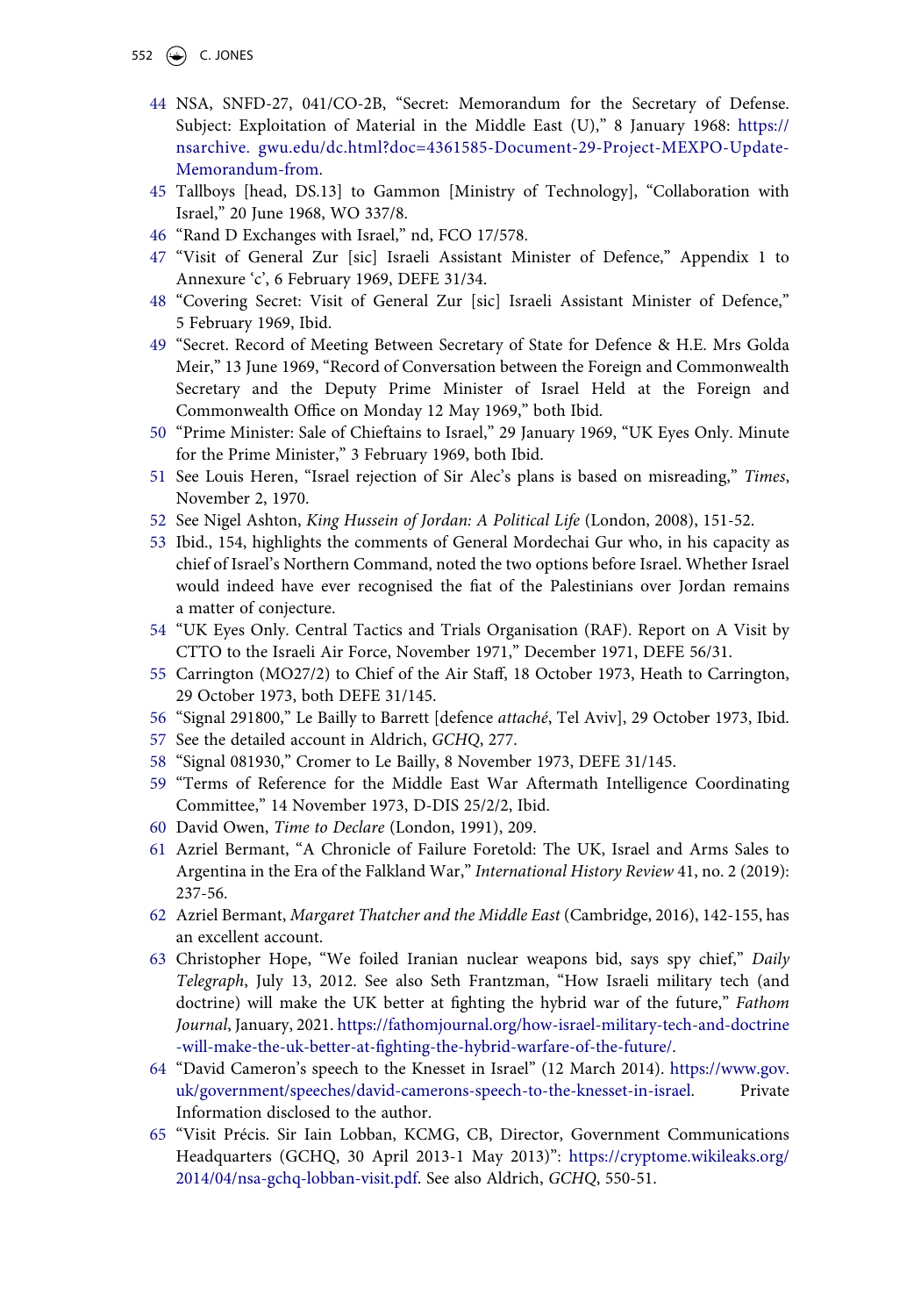44 NSA, SNFD-27, 041/CO-2B, "Secret: Memorandum for the Secretary of Defense. Subject: Exploitation of Material in the Middle East (U)," 8 January 1968: https://nsarchive. gwu.edu/dc.html?doc=4361585-Document-29-Project-MEXPO-Update-Memorandum-from.

45 Tallboys [head, DS.13] to Gammon [Ministry of Technology], "Collaboration with Israel," 20 June 1968, WO 337/8.

46 "Rand D Exchanges with Israel," nd, FCO 17/578.

47 "Visit of General Zur [sic] Israeli Assistant Minister of Defence," Appendix 1 to Annexure 'c', 6 February 1969, DEFE 31/34.

48 "Covering Secret: Visit of General Zur [sic] Israeli Assistant Minister of Defence," 5 February 1969, Ibid.

49 "Secret. Record of Meeting Between Secretary of State for Defence & H.E. Mrs Golda Meir," 13 June 1969, "Record of Conversation between the Foreign and Commonwealth Secretary and the Deputy Prime Minister of Israel Held at the Foreign and Commonwealth Office on Monday 12 May 1969," both Ibid.

50 "Prime Minister: Sale of Chieftains to Israel," 29 January 1969, "UK Eyes Only. Minute for the Prime Minister," 3 February 1969, both Ibid.

51 See Louis Heren, "Israel rejection of Sir Alec's plans is based on misreading," *Times*, November 2, 1970.

52 See Nigel Ashton, *King Hussein of Jordan: A Political Life* (London, 2008), 151-52.

53 Ibid., 154, highlights the comments of General Mordechai Gur who, in his capacity as chief of Israel's Northern Command, noted the two options before Israel. Whether Israel would indeed have ever recognised the fiat of the Palestinians over Jordan remains a matter of conjecture.

54 "UK Eyes Only. Central Tactics and Trials Organisation (RAF). Report on A Visit by CTTO to the Israeli Air Force, November 1971," December 1971, DEFE 56/31.

55 Carrington (MO27/2) to Chief of the Air Staff, 18 October 1973, Heath to Carrington, 29 October 1973, both DEFE 31/145.

56 "Signal 291800," Le Bailly to Barrett [defence *attaché*, Tel Aviv], 29 October 1973, Ibid.

57 See the detailed account in Aldrich, *GCHQ*, 277.

58 "Signal 081930," Cromer to Le Bailly, 8 November 1973, DEFE 31/145.

59 "Terms of Reference for the Middle East War Aftermath Intelligence Coordinating Committee," 14 November 1973, D-DIS 25/2/2, Ibid.

60 David Owen, *Time to Declare* (London, 1991), 209.

61 Azriel Bermant, "A Chronicle of Failure Foretold: The UK, Israel and Arms Sales to Argentina in the Era of the Falkland War," *International History Review* 41, no. 2 (2019): 237-56.

62 Azriel Bermant, *Margaret Thatcher and the Middle East* (Cambridge, 2016), 142-155, has an excellent account.

63 Christopher Hope, "We foiled Iranian nuclear weapons bid, says spy chief," *Daily Telegraph*, July 13, 2012. See also Seth Frantzman, "How Israeli military tech (and doctrine) will make the UK better at fighting the hybrid war of the future," *Fathom Journal*, January, 2021. https://fathomjournal.org/how-israel-military-tech-and-doctrine-will-make-the-uk-better-at-fighting-the-hybrid-warfare-of-the-future/.

64 "David Cameron's speech to the Knesset in Israel" (12 March 2014). https://www.gov.uk/government/speeches/david-camerons-speech-to-the-knesset-in-israel. Private Information disclosed to the author.

65 "Visit Précis. Sir Iain Lobban, KCMG, CB, Director, Government Communications Headquarters (GCHQ, 30 April 2013-1 May 2013)": https://cryptome.wikileaks.org/2014/04/nsa-gchq-lobban-visit.pdf. See also Aldrich, *GCHQ*, 550-51.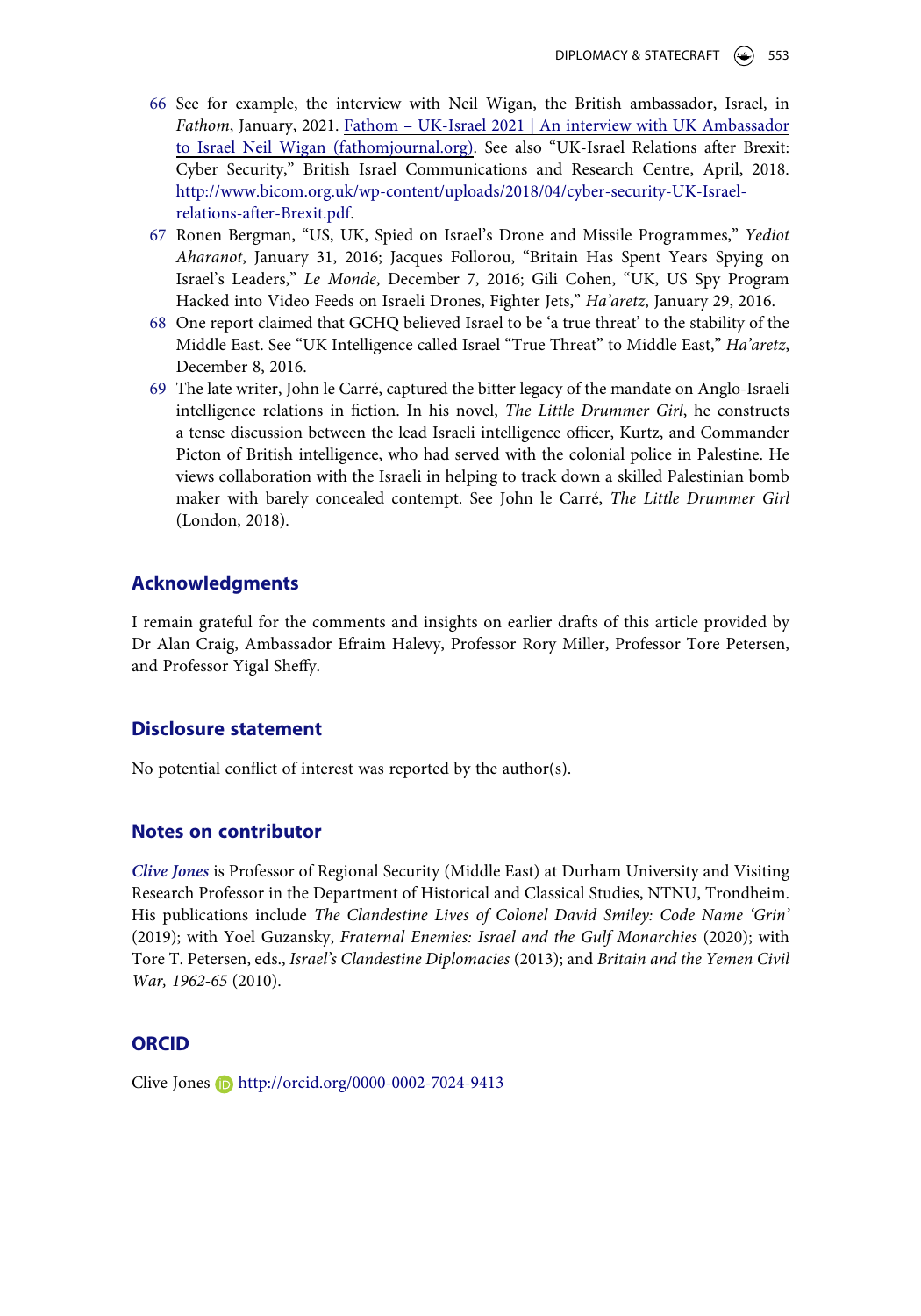66 See for example, the interview with Neil Wigan, the British ambassador, Israel, in *Fathom*, January, 2021. [Fathom – UK-Israel 2021 | An interview with UK Ambassador to Israel Neil Wigan (fathomjournal.org)](fathomjournal.org). See also "UK-Israel Relations after Brexit: Cyber Security," British Israel Communications and Research Centre, April, 2018. http://www.bicom.org.uk/wp-content/uploads/2018/04/cyber-security-UK-Israel-relations-after-Brexit.pdf.

67 Ronen Bergman, "US, UK, Spied on Israel's Drone and Missile Programmes," *Yediot Aharanot*, January 31, 2016; Jacques Follorou, "Britain Has Spent Years Spying on Israel's Leaders," *Le Monde*, December 7, 2016; Gili Cohen, "UK, US Spy Program Hacked into Video Feeds on Israeli Drones, Fighter Jets," *Ha'aretz*, January 29, 2016.

68 One report claimed that GCHQ believed Israel to be 'a true threat' to the stability of the Middle East. See "UK Intelligence called Israel "True Threat" to Middle East," *Ha'aretz*, December 8, 2016.

69 The late writer, John le Carré, captured the bitter legacy of the mandate on Anglo-Israeli intelligence relations in fiction. In his novel, *The Little Drummer Girl*, he constructs a tense discussion between the lead Israeli intelligence officer, Kurtz, and Commander Picton of British intelligence, who had served with the colonial police in Palestine. He views collaboration with the Israeli in helping to track down a skilled Palestinian bomb maker with barely concealed contempt. See John le Carré, *The Little Drummer Girl* (London, 2018).

## Acknowledgments

I remain grateful for the comments and insights on earlier drafts of this article provided by Dr Alan Craig, Ambassador Efraim Halevy, Professor Rory Miller, Professor Tore Petersen, and Professor Yigal Sheffy.

## Disclosure statement

No potential conflict of interest was reported by the author(s).

## Notes on contributor

***Clive Jones*** is Professor of Regional Security (Middle East) at Durham University and Visiting Research Professor in the Department of Historical and Classical Studies, NTNU, Trondheim. His publications include *The Clandestine Lives of Colonel David Smiley: Code Name 'Grin'* (2019); with Yoel Guzansky, *Fraternal Enemies: Israel and the Gulf Monarchies* (2020); with Tore T. Petersen, eds., *Israel's Clandestine Diplomacies* (2013); and *Britain and the Yemen Civil War, 1962-65* (2010).

## ORCID

Clive Jones http://orcid.org/0000-0002-7024-9413